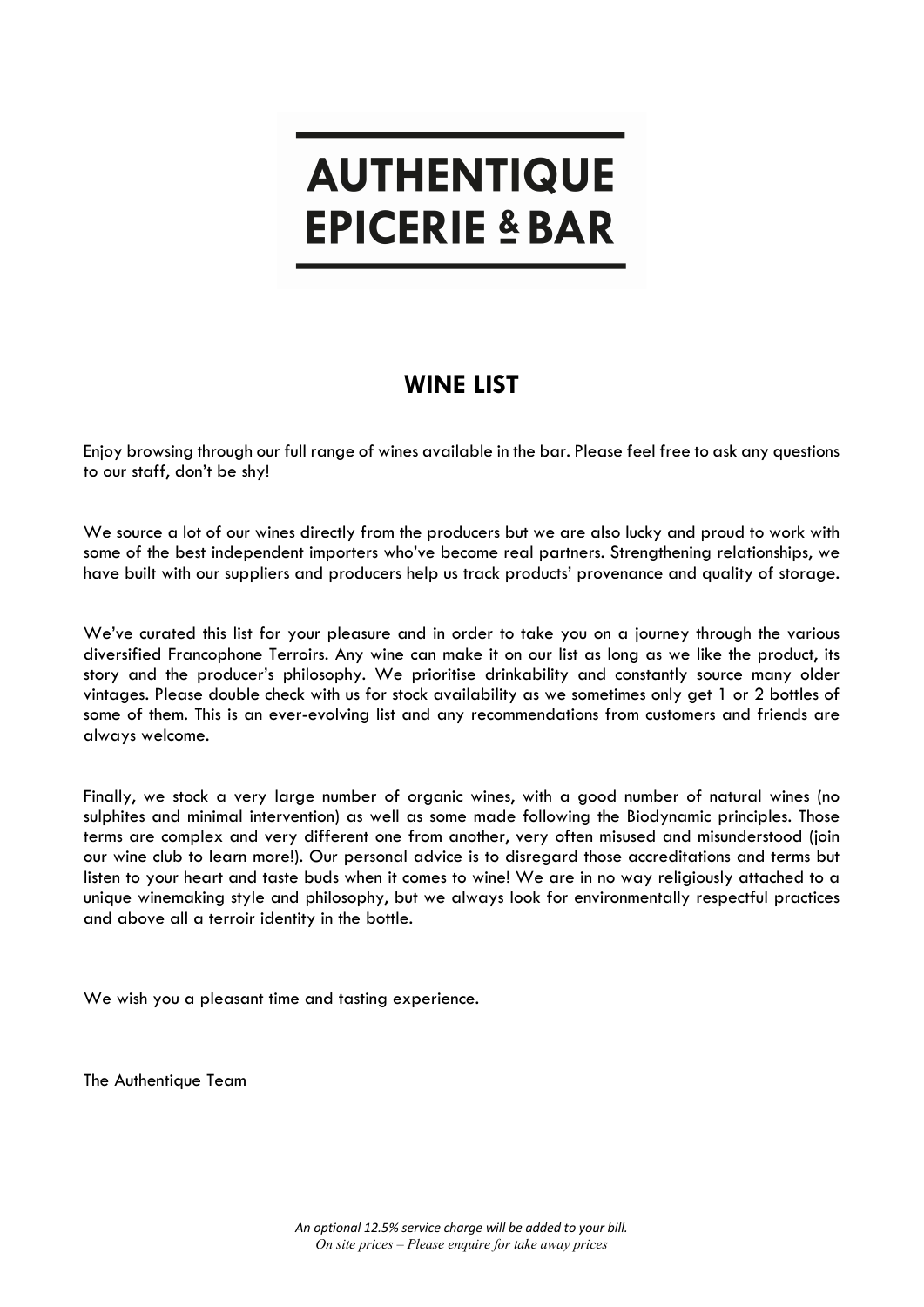# AUTHENTIQUE EPICERIE & BAR

## WINE LIST

Enjoy browsing through our full range of wines available in the bar. Please feel free to ask any questions to our staff, don't be shy!

We source a lot of our wines directly from the producers but we are also lucky and proud to work with some of the best independent importers who've become real partners. Strengthening relationships, we have built with our suppliers and producers help us track products' provenance and quality of storage.

We've curated this list for your pleasure and in order to take you on a journey through the various diversified Francophone Terroirs. Any wine can make it on our list as long as we like the product, its story and the producer's philosophy. We prioritise drinkability and constantly source many older vintages. Please double check with us for stock availability as we sometimes only get 1 or 2 bottles of some of them. This is an ever-evolving list and any recommendations from customers and friends are always welcome.

Finally, we stock a very large number of organic wines, with a good number of natural wines (no sulphites and minimal intervention) as well as some made following the Biodynamic principles. Those terms are complex and very different one from another, very often misused and misunderstood (join our wine club to learn more!). Our personal advice is to disregard those accreditations and terms but listen to your heart and taste buds when it comes to wine! We are in no way religiously attached to a unique winemaking style and philosophy, but we always look for environmentally respectful practices and above all a terroir identity in the bottle.

We wish you a pleasant time and tasting experience.

The Authentique Team

*An optional 12.5% service charge will be added to your bill.*
*On site prices – Please enquire for take away prices*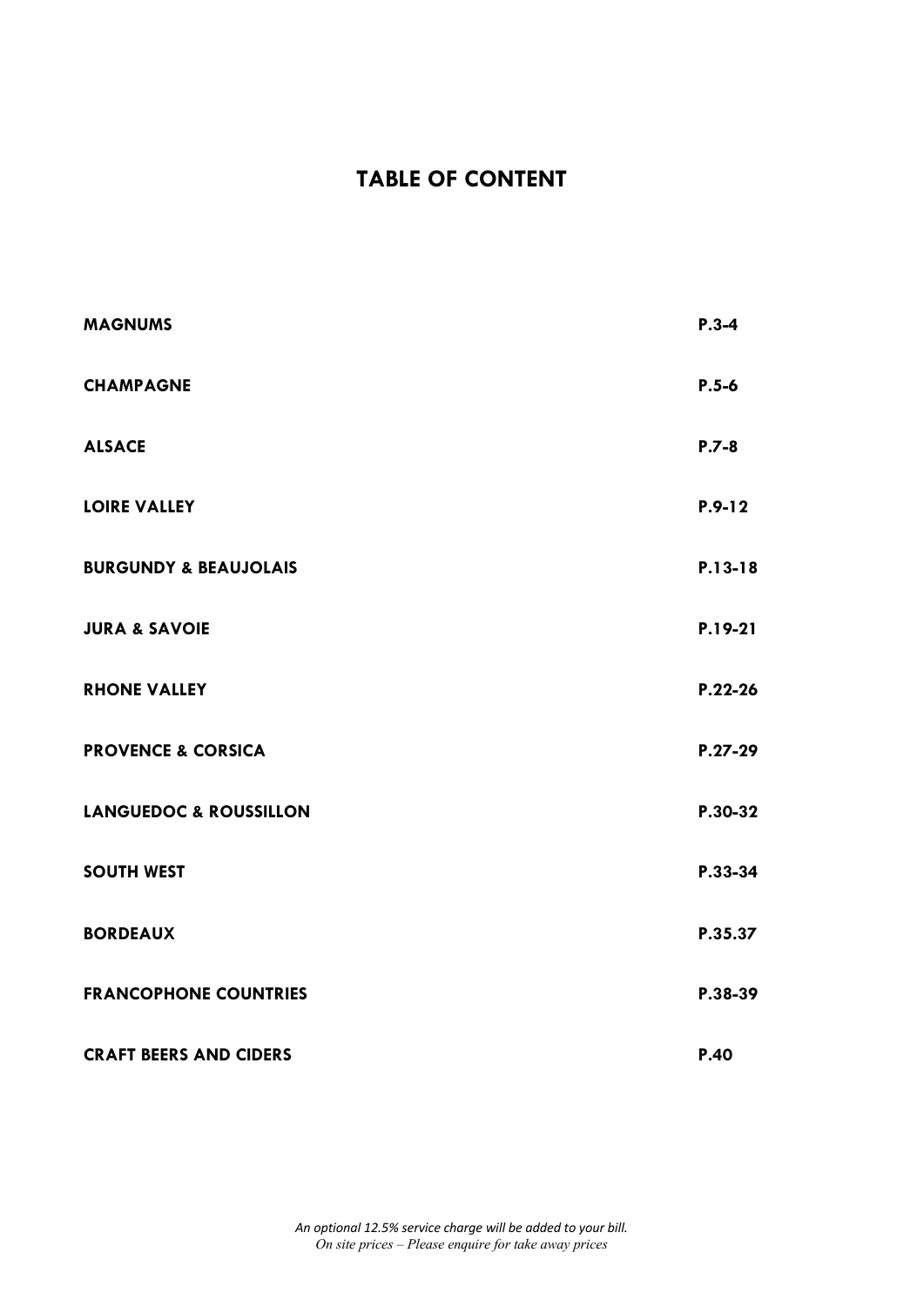# TABLE OF CONTENT

| | |
|---|---|
| **MAGNUMS** | **P.3-4** |
| **CHAMPAGNE** | **P.5-6** |
| **ALSACE** | **P.7-8** |
| **LOIRE VALLEY** | **P.9-12** |
| **BURGUNDY & BEAUJOLAIS** | **P.13-18** |
| **JURA & SAVOIE** | **P.19-21** |
| **RHONE VALLEY** | **P.22-26** |
| **PROVENCE & CORSICA** | **P.27-29** |
| **LANGUEDOC & ROUSSILLON** | **P.30-32** |
| **SOUTH WEST** | **P.33-34** |
| **BORDEAUX** | **P.35.37** |
| **FRANCOPHONE COUNTRIES** | **P.38-39** |
| **CRAFT BEERS AND CIDERS** | **P.40** |

*An optional 12.5% service charge will be added to your bill.*
*On site prices – Please enquire for take away prices*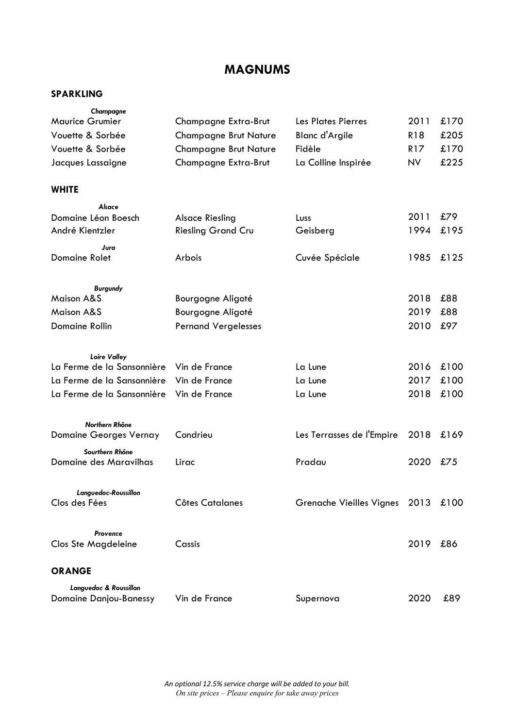# MAGNUMS

## SPARKLING

*Champagne*

| | | | | |
|---|---|---|---|---|
| Maurice Grumier | Champagne Extra-Brut | Les Plates Pierres | 2011 | £170 |
| Vouette & Sorbée | Champagne Brut Nature | Blanc d'Argile | R18 | £205 |
| Vouette & Sorbée | Champagne Brut Nature | Fidèle | R17 | £170 |
| Jacques Lassaigne | Champagne Extra-Brut | La Colline Inspirée | NV | £225 |

## WHITE

*Alsace*

| | | | | |
|---|---|---|---|---|
| Domaine Léon Boesch | Alsace Riesling | Luss | 2011 | £79 |
| André Kientzler | Riesling Grand Cru | Geisberg | 1994 | £195 |

*Jura*

| | | | | |
|---|---|---|---|---|
| Domaine Rolet | Arbois | Cuvée Spéciale | 1985 | £125 |

*Burgundy*

| | | | | |
|---|---|---|---|---|
| Maison A&S | Bourgogne Aligoté | | 2018 | £88 |
| Maison A&S | Bourgogne Aligoté | | 2019 | £88 |
| Domaine Rollin | Pernand Vergelesses | | 2010 | £97 |

*Loire Valley*

| | | | | |
|---|---|---|---|---|
| La Ferme de la Sansonnière | Vin de France | La Lune | 2016 | £100 |
| La Ferme de la Sansonnière | Vin de France | La Lune | 2017 | £100 |
| La Ferme de la Sansonnière | Vin de France | La Lune | 2018 | £100 |

*Northern Rhône*

| | | | | |
|---|---|---|---|---|
| Domaine Georges Vernay | Condrieu | Les Terrasses de l'Empire | 2018 | £169 |

*Sourthern Rhône*

| | | | | |
|---|---|---|---|---|
| Domaine des Maravilhas | Lirac | Pradau | 2020 | £75 |

*Languedoc-Roussillon*

| | | | | |
|---|---|---|---|---|
| Clos des Fées | Côtes Catalanes | Grenache Vieilles Vignes | 2013 | £100 |

*Provence*

| | | | | |
|---|---|---|---|---|
| Clos Ste Magdeleine | Cassis | | 2019 | £86 |

## ORANGE

*Languedoc & Roussillon*

| | | | | |
|---|---|---|---|---|
| Domaine Danjou-Banessy | Vin de France | Supernova | 2020 | £89 |

*An optional 12.5% service charge will be added to your bill.*
*On site prices – Please enquire for take away prices*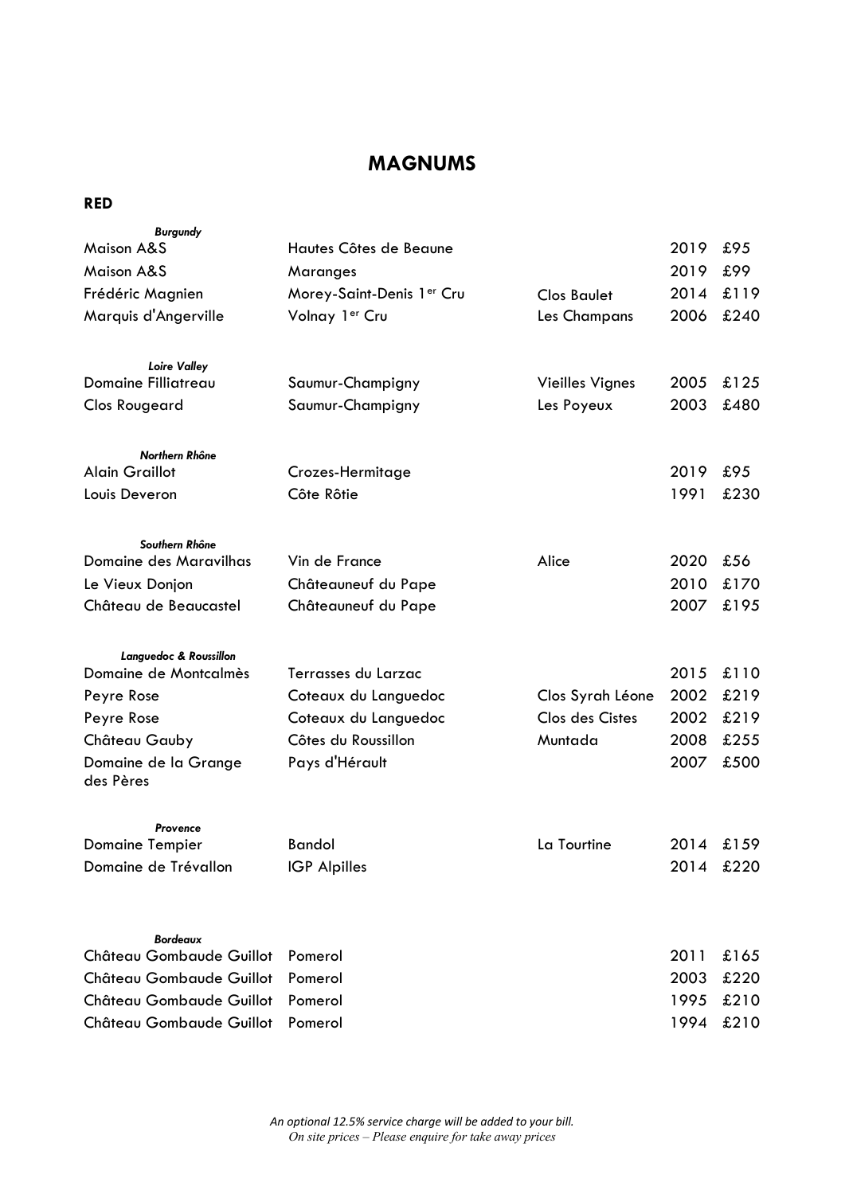# MAGNUMS

**RED**

| | | | | |
|---|---|---|---|---|
| ***Burgundy*** | | | | |
| Maison A&S | Hautes Côtes de Beaune | | 2019 | £95 |
| Maison A&S | Maranges | | 2019 | £99 |
| Frédéric Magnien | Morey-Saint-Denis 1er Cru | Clos Baulet | 2014 | £119 |
| Marquis d'Angerville | Volnay 1er Cru | Les Champans | 2006 | £240 |
| ***Loire Valley*** | | | | |
| Domaine Filliatreau | Saumur-Champigny | Vieilles Vignes | 2005 | £125 |
| Clos Rougeard | Saumur-Champigny | Les Poyeux | 2003 | £480 |
| ***Northern Rhône*** | | | | |
| Alain Graillot | Crozes-Hermitage | | 2019 | £95 |
| Louis Deveron | Côte Rôtie | | 1991 | £230 |
| ***Southern Rhône*** | | | | |
| Domaine des Maravilhas | Vin de France | Alice | 2020 | £56 |
| Le Vieux Donjon | Châteauneuf du Pape | | 2010 | £170 |
| Château de Beaucastel | Châteauneuf du Pape | | 2007 | £195 |
| ***Languedoc & Roussillon*** | | | | |
| Domaine de Montcalmès | Terrasses du Larzac | | 2015 | £110 |
| Peyre Rose | Coteaux du Languedoc | Clos Syrah Léone | 2002 | £219 |
| Peyre Rose | Coteaux du Languedoc | Clos des Cistes | 2002 | £219 |
| Château Gauby | Côtes du Roussillon | Muntada | 2008 | £255 |
| Domaine de la Grange des Pères | Pays d'Hérault | | 2007 | £500 |
| ***Provence*** | | | | |
| Domaine Tempier | Bandol | La Tourtine | 2014 | £159 |
| Domaine de Trévallon | IGP Alpilles | | 2014 | £220 |
| ***Bordeaux*** | | | | |
| Château Gombaude Guillot | Pomerol | | 2011 | £165 |
| Château Gombaude Guillot | Pomerol | | 2003 | £220 |
| Château Gombaude Guillot | Pomerol | | 1995 | £210 |
| Château Gombaude Guillot | Pomerol | | 1994 | £210 |

*An optional 12.5% service charge will be added to your bill.*
*On site prices – Please enquire for take away prices*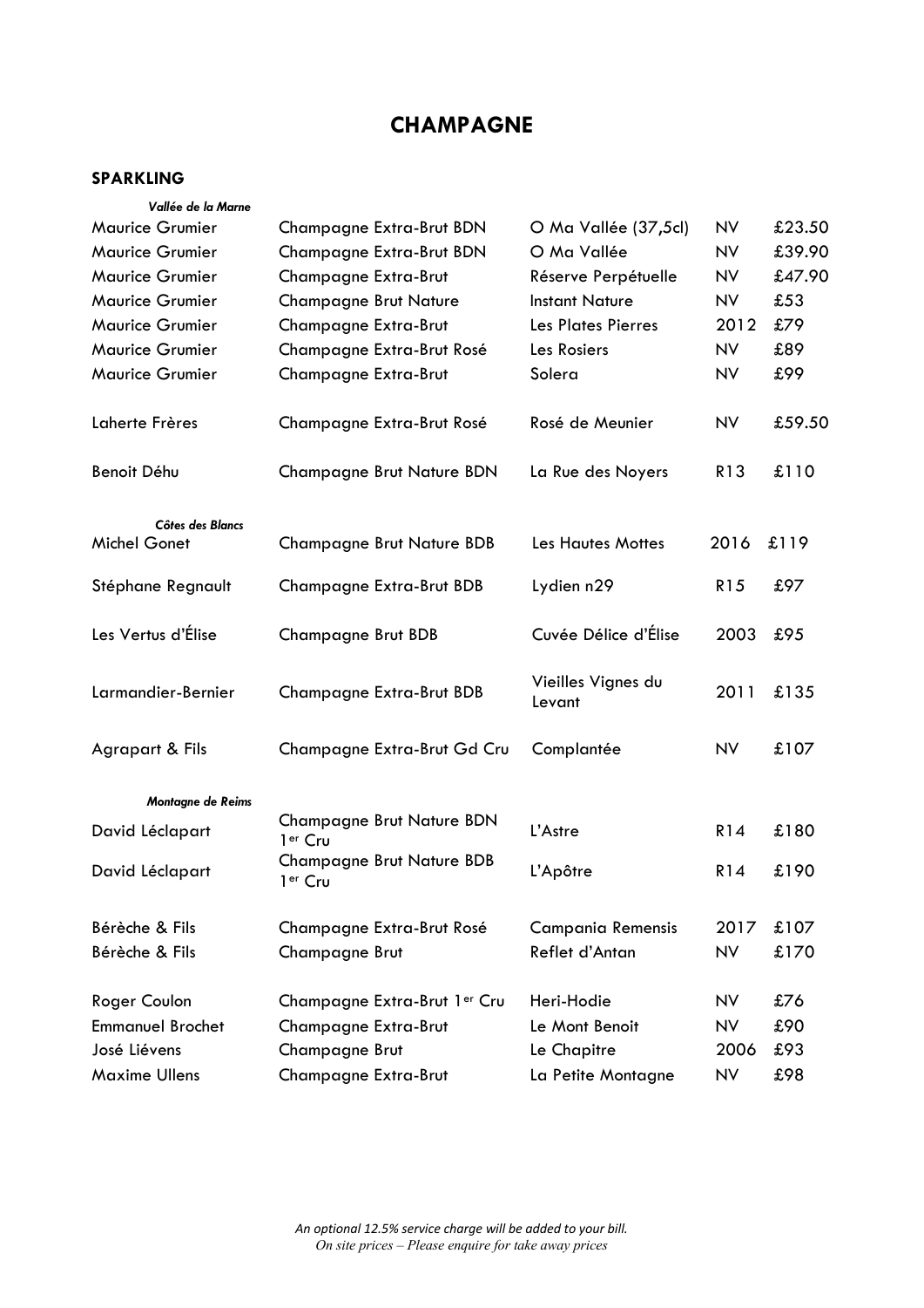# CHAMPAGNE

### SPARKLING

| | | | | |
|---|---|---|---|---|
| ***Vallée de la Marne*** | | | | |
| Maurice Grumier | Champagne Extra-Brut BDN | O Ma Vallée (37,5cl) | NV | £23.50 |
| Maurice Grumier | Champagne Extra-Brut BDN | O Ma Vallée | NV | £39.90 |
| Maurice Grumier | Champagne Extra-Brut | Réserve Perpétuelle | NV | £47.90 |
| Maurice Grumier | Champagne Brut Nature | Instant Nature | NV | £53 |
| Maurice Grumier | Champagne Extra-Brut | Les Plates Pierres | 2012 | £79 |
| Maurice Grumier | Champagne Extra-Brut Rosé | Les Rosiers | NV | £89 |
| Maurice Grumier | Champagne Extra-Brut | Solera | NV | £99 |
| Laherte Frères | Champagne Extra-Brut Rosé | Rosé de Meunier | NV | £59.50 |
| Benoit Déhu | Champagne Brut Nature BDN | La Rue des Noyers | R13 | £110 |
| ***Côtes des Blancs*** | | | | |
| Michel Gonet | Champagne Brut Nature BDB | Les Hautes Mottes | 2016 | £119 |
| Stéphane Regnault | Champagne Extra-Brut BDB | Lydien n29 | R15 | £97 |
| Les Vertus d'Élise | Champagne Brut BDB | Cuvée Délice d'Élise | 2003 | £95 |
| Larmandier-Bernier | Champagne Extra-Brut BDB | Vieilles Vignes du Levant | 2011 | £135 |
| Agrapart & Fils | Champagne Extra-Brut Gd Cru | Complantée | NV | £107 |
| ***Montagne de Reims*** | | | | |
| David Léclapart | Champagne Brut Nature BDN 1er Cru | L'Astre | R14 | £180 |
| David Léclapart | Champagne Brut Nature BDB 1er Cru | L'Apôtre | R14 | £190 |
| Bérèche & Fils | Champagne Extra-Brut Rosé | Campania Remensis | 2017 | £107 |
| Bérèche & Fils | Champagne Brut | Reflet d'Antan | NV | £170 |
| Roger Coulon | Champagne Extra-Brut 1er Cru | Heri-Hodie | NV | £76 |
| Emmanuel Brochet | Champagne Extra-Brut | Le Mont Benoit | NV | £90 |
| José Liévens | Champagne Brut | Le Chapitre | 2006 | £93 |
| Maxime Ullens | Champagne Extra-Brut | La Petite Montagne | NV | £98 |

*An optional 12.5% service charge will be added to your bill.*
*On site prices – Please enquire for take away prices*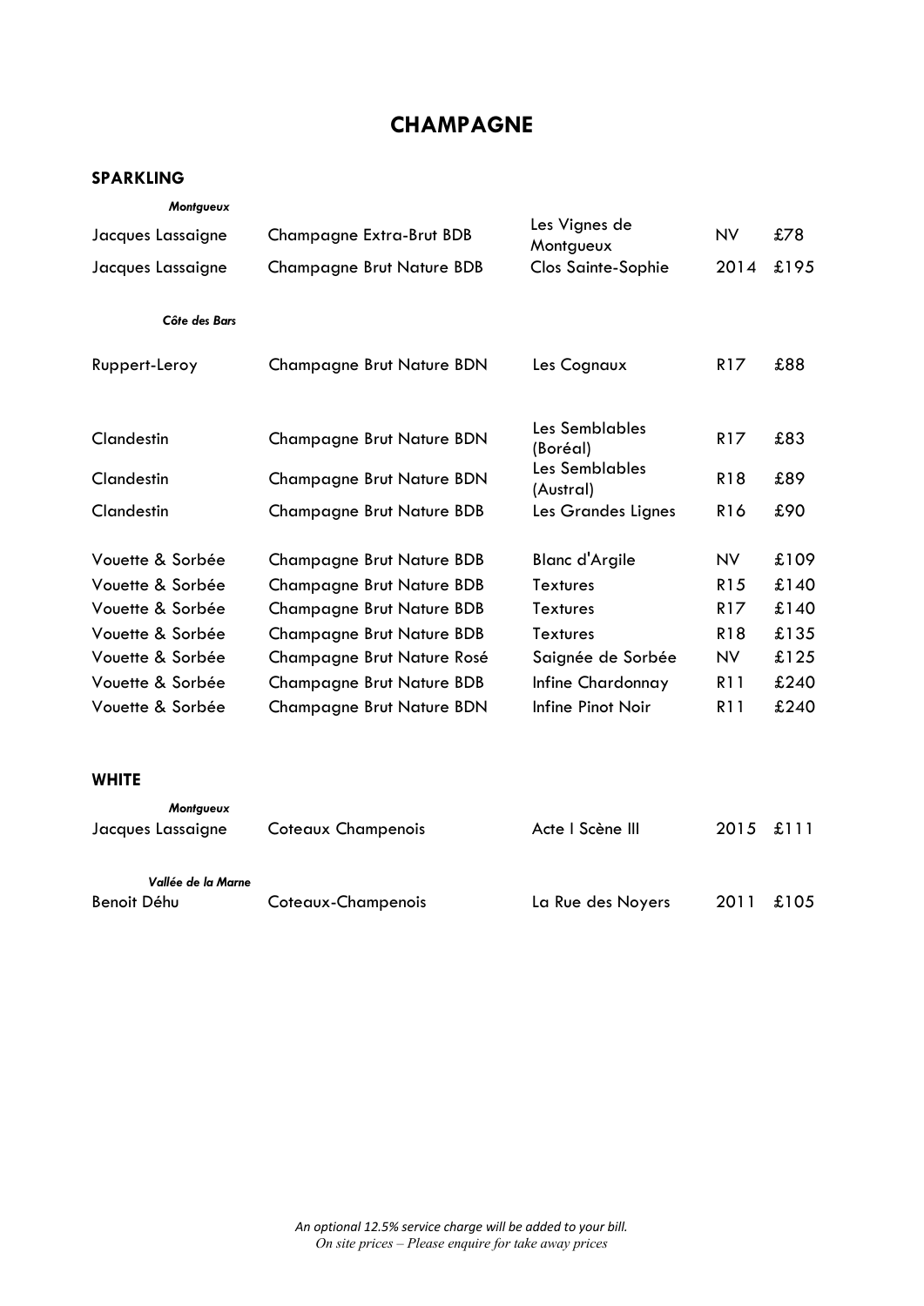# CHAMPAGNE

## SPARKLING

| | | | | |
|---|---|---|---|---|
| *Montgueux* | | | | |
| Jacques Lassaigne | Champagne Extra-Brut BDB | Les Vignes de Montgueux | NV | £78 |
| Jacques Lassaigne | Champagne Brut Nature BDB | Clos Sainte-Sophie | 2014 | £195 |
| *Côte des Bars* | | | | |
| Ruppert-Leroy | Champagne Brut Nature BDN | Les Cognaux | R17 | £88 |
| Clandestin | Champagne Brut Nature BDN | Les Semblables (Boréal) | R17 | £83 |
| Clandestin | Champagne Brut Nature BDN | Les Semblables (Austral) | R18 | £89 |
| Clandestin | Champagne Brut Nature BDB | Les Grandes Lignes | R16 | £90 |
| Vouette & Sorbée | Champagne Brut Nature BDB | Blanc d'Argile | NV | £109 |
| Vouette & Sorbée | Champagne Brut Nature BDB | Textures | R15 | £140 |
| Vouette & Sorbée | Champagne Brut Nature BDB | Textures | R17 | £140 |
| Vouette & Sorbée | Champagne Brut Nature BDB | Textures | R18 | £135 |
| Vouette & Sorbée | Champagne Brut Nature Rosé | Saignée de Sorbée | NV | £125 |
| Vouette & Sorbée | Champagne Brut Nature BDB | Infine Chardonnay | R11 | £240 |
| Vouette & Sorbée | Champagne Brut Nature BDN | Infine Pinot Noir | R11 | £240 |

## WHITE

| | | | | |
|---|---|---|---|---|
| *Montgueux* | | | | |
| Jacques Lassaigne | Coteaux Champenois | Acte I Scène III | 2015 | £111 |
| *Vallée de la Marne* | | | | |
| Benoit Déhu | Coteaux-Champenois | La Rue des Noyers | 2011 | £105 |

*An optional 12.5% service charge will be added to your bill.*
*On site prices – Please enquire for take away prices*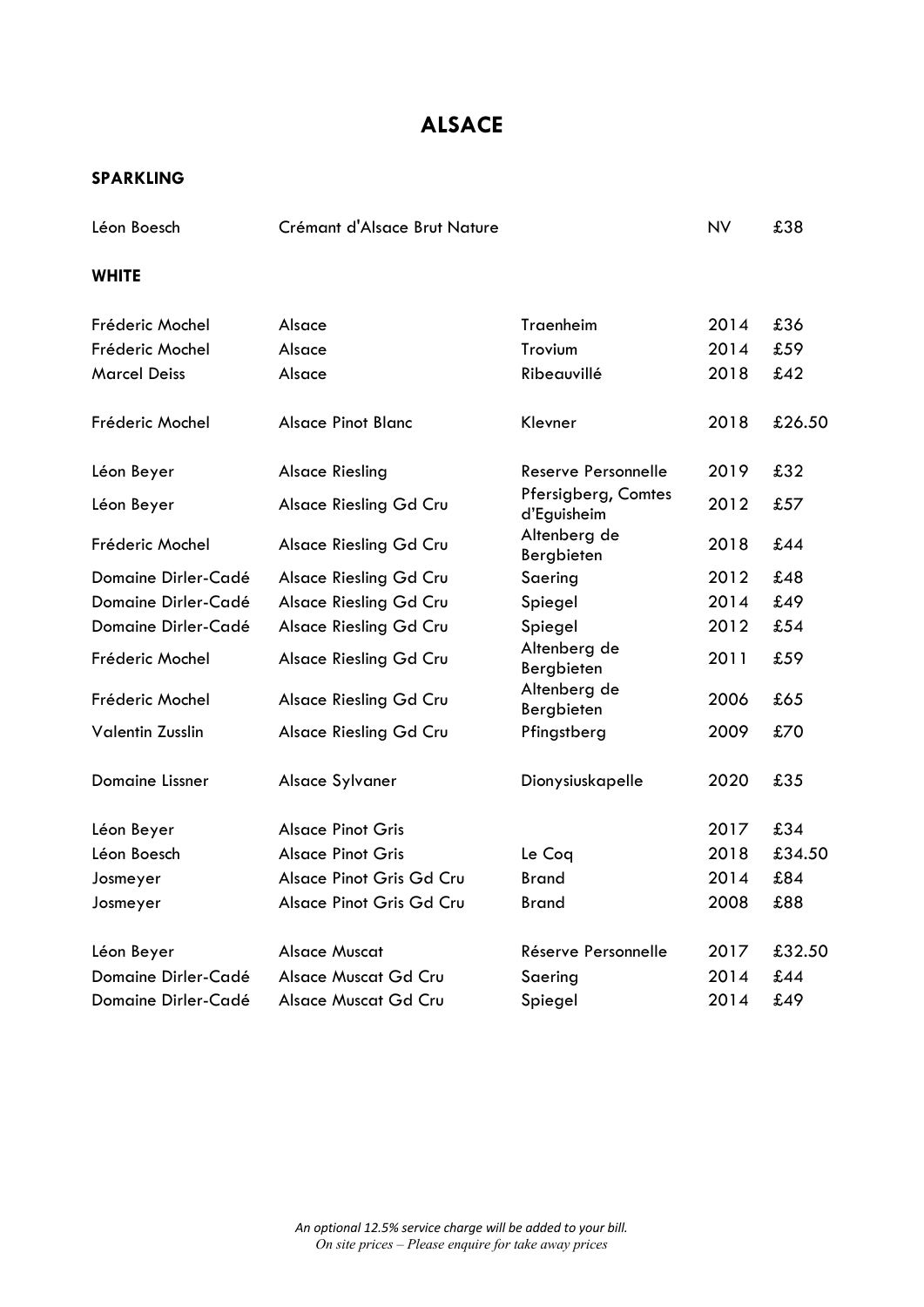# ALSACE

### SPARKLING

| | | | | |
|---|---|---|---|---|
| Léon Boesch | Crémant d'Alsace Brut Nature | | NV | £38 |

### WHITE

| | | | | |
|---|---|---|---|---|
| Fréderic Mochel | Alsace | Traenheim | 2014 | £36 |
| Fréderic Mochel | Alsace | Trovium | 2014 | £59 |
| Marcel Deiss | Alsace | Ribeauvillé | 2018 | £42 |
| Fréderic Mochel | Alsace Pinot Blanc | Klevner | 2018 | £26.50 |
| Léon Beyer | Alsace Riesling | Reserve Personnelle | 2019 | £32 |
| Léon Beyer | Alsace Riesling Gd Cru | Pfersigberg, Comtes d'Eguisheim | 2012 | £57 |
| Fréderic Mochel | Alsace Riesling Gd Cru | Altenberg de Bergbieten | 2018 | £44 |
| Domaine Dirler-Cadé | Alsace Riesling Gd Cru | Saering | 2012 | £48 |
| Domaine Dirler-Cadé | Alsace Riesling Gd Cru | Spiegel | 2014 | £49 |
| Domaine Dirler-Cadé | Alsace Riesling Gd Cru | Spiegel | 2012 | £54 |
| Fréderic Mochel | Alsace Riesling Gd Cru | Altenberg de Bergbieten | 2011 | £59 |
| Fréderic Mochel | Alsace Riesling Gd Cru | Altenberg de Bergbieten | 2006 | £65 |
| Valentin Zusslin | Alsace Riesling Gd Cru | Pfingstberg | 2009 | £70 |
| Domaine Lissner | Alsace Sylvaner | Dionysiuskapelle | 2020 | £35 |
| Léon Beyer | Alsace Pinot Gris | | 2017 | £34 |
| Léon Boesch | Alsace Pinot Gris | Le Coq | 2018 | £34.50 |
| Josmeyer | Alsace Pinot Gris Gd Cru | Brand | 2014 | £84 |
| Josmeyer | Alsace Pinot Gris Gd Cru | Brand | 2008 | £88 |
| Léon Beyer | Alsace Muscat | Réserve Personnelle | 2017 | £32.50 |
| Domaine Dirler-Cadé | Alsace Muscat Gd Cru | Saering | 2014 | £44 |
| Domaine Dirler-Cadé | Alsace Muscat Gd Cru | Spiegel | 2014 | £49 |

*An optional 12.5% service charge will be added to your bill.*
*On site prices – Please enquire for take away prices*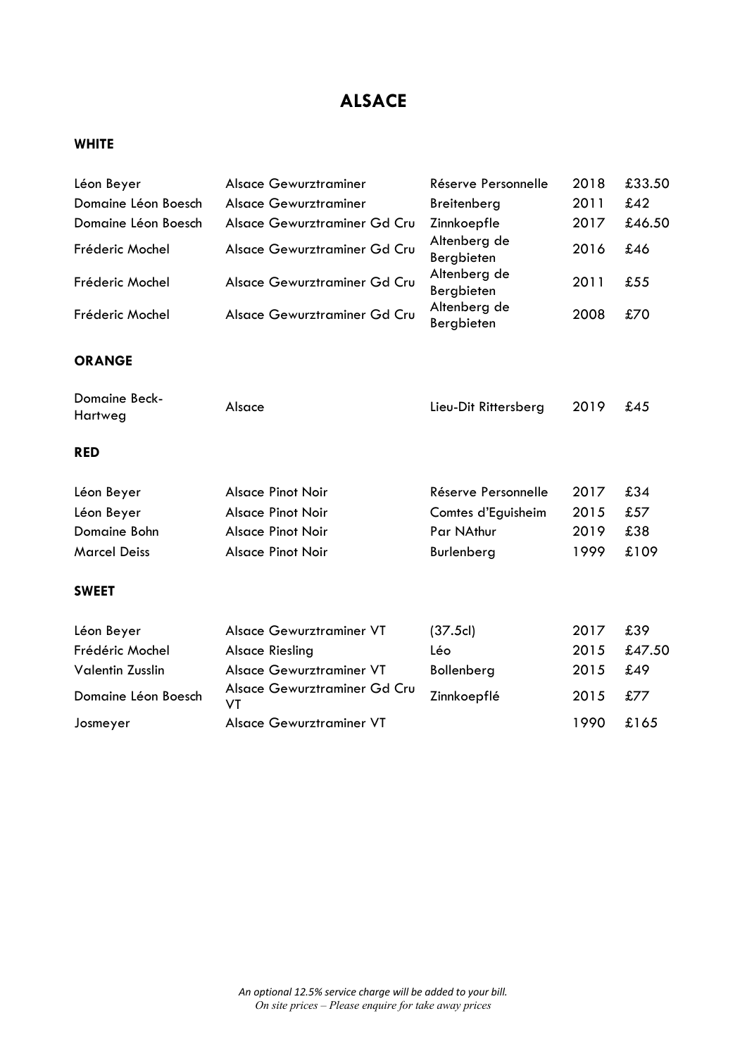# ALSACE

### WHITE

| | | | | |
|---|---|---|---|---|
| Léon Beyer | Alsace Gewurztraminer | Réserve Personnelle | 2018 | £33.50 |
| Domaine Léon Boesch | Alsace Gewurztraminer | Breitenberg | 2011 | £42 |
| Domaine Léon Boesch | Alsace Gewurztraminer Gd Cru | Zinnkoepfle | 2017 | £46.50 |
| Fréderic Mochel | Alsace Gewurztraminer Gd Cru | Altenberg de Bergbieten | 2016 | £46 |
| Fréderic Mochel | Alsace Gewurztraminer Gd Cru | Altenberg de Bergbieten | 2011 | £55 |
| Fréderic Mochel | Alsace Gewurztraminer Gd Cru | Altenberg de Bergbieten | 2008 | £70 |

### ORANGE

| | | | | |
|---|---|---|---|---|
| Domaine Beck-Hartweg | Alsace | Lieu-Dit Rittersberg | 2019 | £45 |

### RED

| | | | | |
|---|---|---|---|---|
| Léon Beyer | Alsace Pinot Noir | Réserve Personnelle | 2017 | £34 |
| Léon Beyer | Alsace Pinot Noir | Comtes d'Eguisheim | 2015 | £57 |
| Domaine Bohn | Alsace Pinot Noir | Par NAthur | 2019 | £38 |
| Marcel Deiss | Alsace Pinot Noir | Burlenberg | 1999 | £109 |

### SWEET

| | | | | |
|---|---|---|---|---|
| Léon Beyer | Alsace Gewurztraminer VT | (37.5cl) | 2017 | £39 |
| Frédéric Mochel | Alsace Riesling | Léo | 2015 | £47.50 |
| Valentin Zusslin | Alsace Gewurztraminer VT | Bollenberg | 2015 | £49 |
| Domaine Léon Boesch | Alsace Gewurztraminer Gd Cru VT | Zinnkoepflé | 2015 | £77 |
| Josmeyer | Alsace Gewurztraminer VT | | 1990 | £165 |

*An optional 12.5% service charge will be added to your bill.*
*On site prices – Please enquire for take away prices*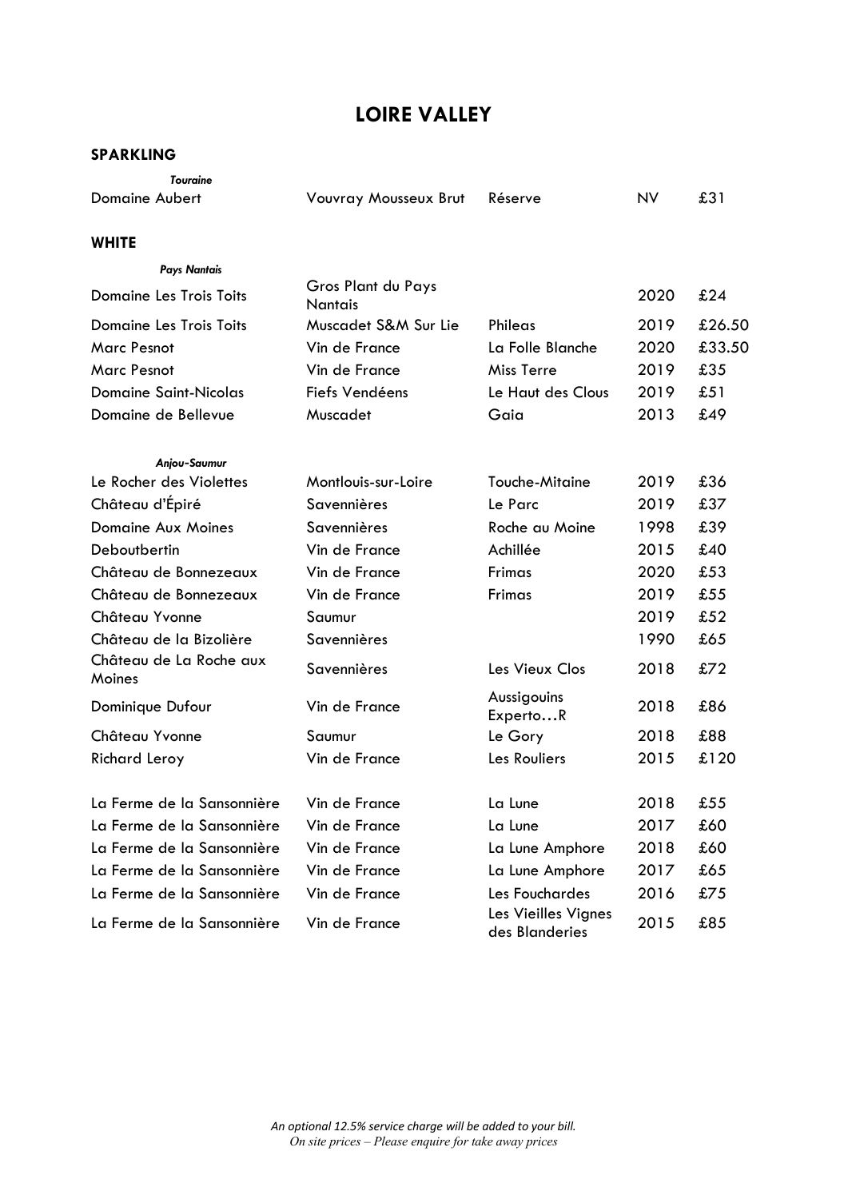# LOIRE VALLEY

## SPARKLING

***Touraine***

| | | | | |
|---|---|---|---|---|
| Domaine Aubert | Vouvray Mousseux Brut | Réserve | NV | £31 |

## WHITE

***Pays Nantais***

| | | | | |
|---|---|---|---|---|
| Domaine Les Trois Toits | Gros Plant du Pays Nantais | | 2020 | £24 |
| Domaine Les Trois Toits | Muscadet S&M Sur Lie | Phileas | 2019 | £26.50 |
| Marc Pesnot | Vin de France | La Folle Blanche | 2020 | £33.50 |
| Marc Pesnot | Vin de France | Miss Terre | 2019 | £35 |
| Domaine Saint-Nicolas | Fiefs Vendéens | Le Haut des Clous | 2019 | £51 |
| Domaine de Bellevue | Muscadet | Gaia | 2013 | £49 |

***Anjou-Saumur***

| | | | | |
|---|---|---|---|---|
| Le Rocher des Violettes | Montlouis-sur-Loire | Touche-Mitaine | 2019 | £36 |
| Château d'Épiré | Savennières | Le Parc | 2019 | £37 |
| Domaine Aux Moines | Savennières | Roche au Moine | 1998 | £39 |
| Deboutbertin | Vin de France | Achillée | 2015 | £40 |
| Château de Bonnezeaux | Vin de France | Frimas | 2020 | £53 |
| Château de Bonnezeaux | Vin de France | Frimas | 2019 | £55 |
| Château Yvonne | Saumur | | 2019 | £52 |
| Château de la Bizolière | Savennières | | 1990 | £65 |
| Château de La Roche aux Moines | Savennières | Les Vieux Clos | 2018 | £72 |
| Dominique Dufour | Vin de France | Aussigouins Experto…R | 2018 | £86 |
| Château Yvonne | Saumur | Le Gory | 2018 | £88 |
| Richard Leroy | Vin de France | Les Rouliers | 2015 | £120 |
| | | | | |
| La Ferme de la Sansonnière | Vin de France | La Lune | 2018 | £55 |
| La Ferme de la Sansonnière | Vin de France | La Lune | 2017 | £60 |
| La Ferme de la Sansonnière | Vin de France | La Lune Amphore | 2018 | £60 |
| La Ferme de la Sansonnière | Vin de France | La Lune Amphore | 2017 | £65 |
| La Ferme de la Sansonnière | Vin de France | Les Fouchardes | 2016 | £75 |
| La Ferme de la Sansonnière | Vin de France | Les Vieilles Vignes des Blanderies | 2015 | £85 |

*An optional 12.5% service charge will be added to your bill.*
*On site prices – Please enquire for take away prices*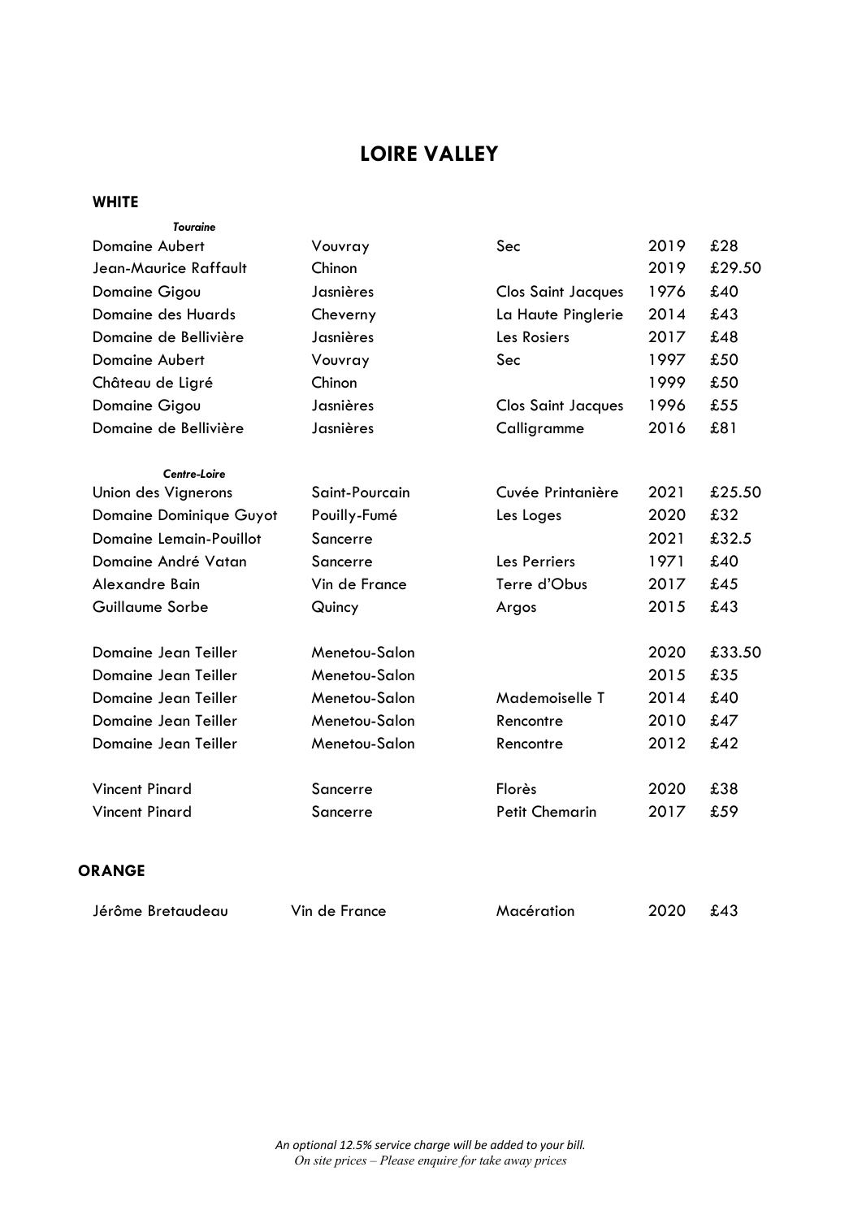# LOIRE VALLEY

## WHITE

***Touraine***

| | | | | |
|---|---|---|---|---|
| Domaine Aubert | Vouvray | Sec | 2019 | £28 |
| Jean-Maurice Raffault | Chinon | | 2019 | £29.50 |
| Domaine Gigou | Jasnières | Clos Saint Jacques | 1976 | £40 |
| Domaine des Huards | Cheverny | La Haute Pinglerie | 2014 | £43 |
| Domaine de Bellivière | Jasnières | Les Rosiers | 2017 | £48 |
| Domaine Aubert | Vouvray | Sec | 1997 | £50 |
| Château de Ligré | Chinon | | 1999 | £50 |
| Domaine Gigou | Jasnières | Clos Saint Jacques | 1996 | £55 |
| Domaine de Bellivière | Jasnières | Calligramme | 2016 | £81 |

***Centre-Loire***

| | | | | |
|---|---|---|---|---|
| Union des Vignerons | Saint-Pourcain | Cuvée Printanière | 2021 | £25.50 |
| Domaine Dominique Guyot | Pouilly-Fumé | Les Loges | 2020 | £32 |
| Domaine Lemain-Pouillot | Sancerre | | 2021 | £32.5 |
| Domaine André Vatan | Sancerre | Les Perriers | 1971 | £40 |
| Alexandre Bain | Vin de France | Terre d'Obus | 2017 | £45 |
| Guillaume Sorbe | Quincy | Argos | 2015 | £43 |
| | | | | |
| Domaine Jean Teiller | Menetou-Salon | | 2020 | £33.50 |
| Domaine Jean Teiller | Menetou-Salon | | 2015 | £35 |
| Domaine Jean Teiller | Menetou-Salon | Mademoiselle T | 2014 | £40 |
| Domaine Jean Teiller | Menetou-Salon | Rencontre | 2010 | £47 |
| Domaine Jean Teiller | Menetou-Salon | Rencontre | 2012 | £42 |
| | | | | |
| Vincent Pinard | Sancerre | Florès | 2020 | £38 |
| Vincent Pinard | Sancerre | Petit Chemarin | 2017 | £59 |

## ORANGE

| | | | | |
|---|---|---|---|---|
| Jérôme Bretaudeau | Vin de France | Macération | 2020 | £43 |

*An optional 12.5% service charge will be added to your bill.*
*On site prices – Please enquire for take away prices*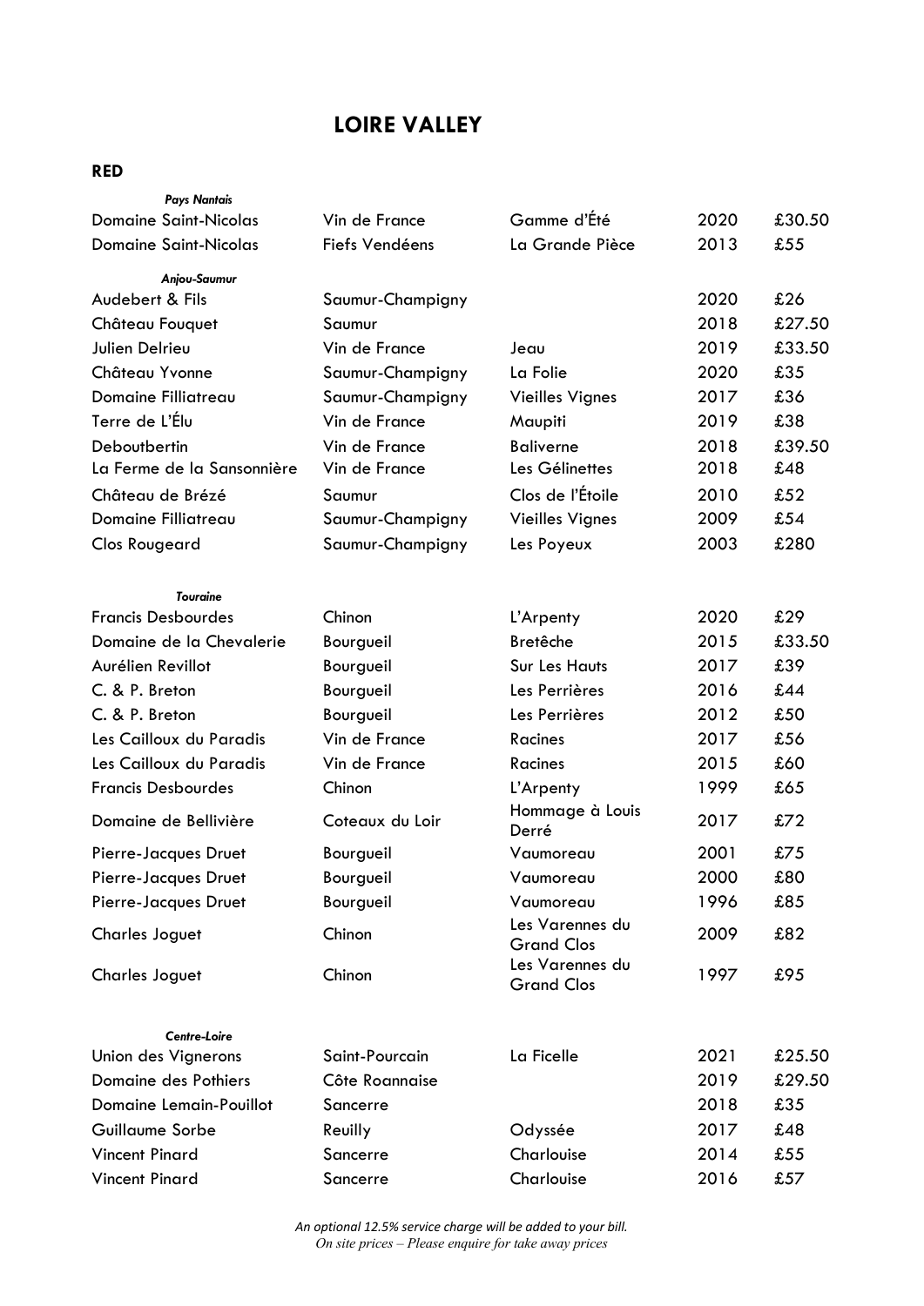# LOIRE VALLEY

## RED

*Pays Nantais*

| | | | | |
|---|---|---|---|---|
| Domaine Saint-Nicolas | Vin de France | Gamme d'Été | 2020 | £30.50 |
| Domaine Saint-Nicolas | Fiefs Vendéens | La Grande Pièce | 2013 | £55 |

*Anjou-Saumur*

| | | | | |
|---|---|---|---|---|
| Audebert & Fils | Saumur-Champigny | | 2020 | £26 |
| Château Fouquet | Saumur | | 2018 | £27.50 |
| Julien Delrieu | Vin de France | Jeau | 2019 | £33.50 |
| Château Yvonne | Saumur-Champigny | La Folie | 2020 | £35 |
| Domaine Filliatreau | Saumur-Champigny | Vieilles Vignes | 2017 | £36 |
| Terre de L'Élu | Vin de France | Maupiti | 2019 | £38 |
| Deboutbertin | Vin de France | Baliverne | 2018 | £39.50 |
| La Ferme de la Sansonnière | Vin de France | Les Gélinettes | 2018 | £48 |
| Château de Brézé | Saumur | Clos de l'Étoile | 2010 | £52 |
| Domaine Filliatreau | Saumur-Champigny | Vieilles Vignes | 2009 | £54 |
| Clos Rougeard | Saumur-Champigny | Les Poyeux | 2003 | £280 |

*Touraine*

| | | | | |
|---|---|---|---|---|
| Francis Desbourdes | Chinon | L'Arpenty | 2020 | £29 |
| Domaine de la Chevalerie | Bourgueil | Bretêche | 2015 | £33.50 |
| Aurélien Revillot | Bourgueil | Sur Les Hauts | 2017 | £39 |
| C. & P. Breton | Bourgueil | Les Perrières | 2016 | £44 |
| C. & P. Breton | Bourgueil | Les Perrières | 2012 | £50 |
| Les Cailloux du Paradis | Vin de France | Racines | 2017 | £56 |
| Les Cailloux du Paradis | Vin de France | Racines | 2015 | £60 |
| Francis Desbourdes | Chinon | L'Arpenty | 1999 | £65 |
| Domaine de Bellivière | Coteaux du Loir | Hommage à Louis Derré | 2017 | £72 |
| Pierre-Jacques Druet | Bourgueil | Vaumoreau | 2001 | £75 |
| Pierre-Jacques Druet | Bourgueil | Vaumoreau | 2000 | £80 |
| Pierre-Jacques Druet | Bourgueil | Vaumoreau | 1996 | £85 |
| Charles Joguet | Chinon | Les Varennes du Grand Clos | 2009 | £82 |
| Charles Joguet | Chinon | Les Varennes du Grand Clos | 1997 | £95 |

*Centre-Loire*

| | | | | |
|---|---|---|---|---|
| Union des Vignerons | Saint-Pourcain | La Ficelle | 2021 | £25.50 |
| Domaine des Pothiers | Côte Roannaise | | 2019 | £29.50 |
| Domaine Lemain-Pouillot | Sancerre | | 2018 | £35 |
| Guillaume Sorbe | Reuilly | Odyssée | 2017 | £48 |
| Vincent Pinard | Sancerre | Charlouise | 2014 | £55 |
| Vincent Pinard | Sancerre | Charlouise | 2016 | £57 |

*An optional 12.5% service charge will be added to your bill.*
*On site prices – Please enquire for take away prices*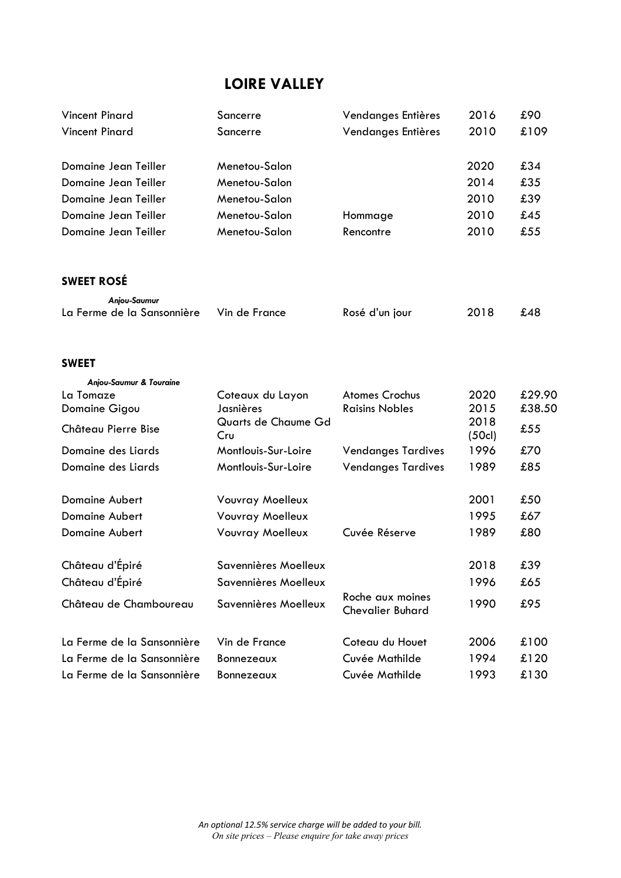# LOIRE VALLEY

| | | | | |
|---|---|---|---|---|
| Vincent Pinard | Sancerre | Vendanges Entières | 2016 | £90 |
| Vincent Pinard | Sancerre | Vendanges Entières | 2010 | £109 |
| | | | | |
| Domaine Jean Teiller | Menetou-Salon | | 2020 | £34 |
| Domaine Jean Teiller | Menetou-Salon | | 2014 | £35 |
| Domaine Jean Teiller | Menetou-Salon | | 2010 | £39 |
| Domaine Jean Teiller | Menetou-Salon | Hommage | 2010 | £45 |
| Domaine Jean Teiller | Menetou-Salon | Rencontre | 2010 | £55 |

## SWEET ROSÉ

***Anjou-Saumur***

| | | | | |
|---|---|---|---|---|
| La Ferme de la Sansonnière | Vin de France | Rosé d'un jour | 2018 | £48 |

## SWEET

***Anjou-Saumur & Touraine***

| | | | | |
|---|---|---|---|---|
| La Tomaze | Coteaux du Layon | Atomes Crochus | 2020 | £29.90 |
| Domaine Gigou | Jasnières | Raisins Nobles | 2015 | £38.50 |
| Château Pierre Bise | Quarts de Chaume Gd Cru | | 2018 (50cl) | £55 |
| Domaine des Liards | Montlouis-Sur-Loire | Vendanges Tardives | 1996 | £70 |
| Domaine des Liards | Montlouis-Sur-Loire | Vendanges Tardives | 1989 | £85 |
| | | | | |
| Domaine Aubert | Vouvray Moelleux | | 2001 | £50 |
| Domaine Aubert | Vouvray Moelleux | | 1995 | £67 |
| Domaine Aubert | Vouvray Moelleux | Cuvée Réserve | 1989 | £80 |
| | | | | |
| Château d'Épiré | Savennières Moelleux | | 2018 | £39 |
| Château d'Épiré | Savennières Moelleux | | 1996 | £65 |
| Château de Chamboureau | Savennières Moelleux | Roche aux moines Chevalier Buhard | 1990 | £95 |
| | | | | |
| La Ferme de la Sansonnière | Vin de France | Coteau du Houet | 2006 | £100 |
| La Ferme de la Sansonnière | Bonnezeaux | Cuvée Mathilde | 1994 | £120 |
| La Ferme de la Sansonnière | Bonnezeaux | Cuvée Mathilde | 1993 | £130 |

*An optional 12.5% service charge will be added to your bill.*
*On site prices – Please enquire for take away prices*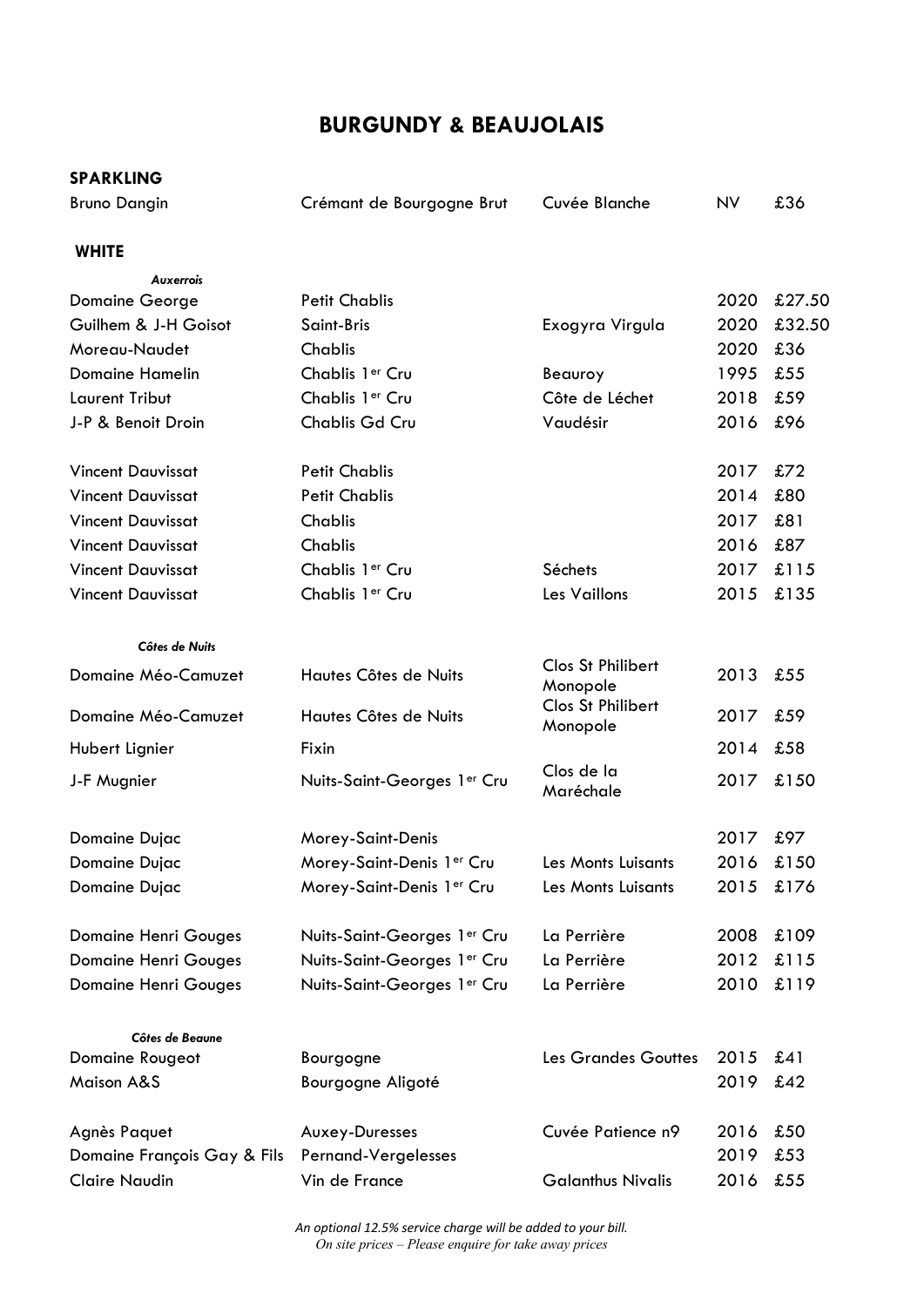# BURGUNDY & BEAUJOLAIS

## SPARKLING

| | | | | |
|---|---|---|---|---|
| Bruno Dangin | Crémant de Bourgogne Brut | Cuvée Blanche | NV | £36 |

## WHITE

***Auxerrois***

| | | | | |
|---|---|---|---|---|
| Domaine George | Petit Chablis | | 2020 | £27.50 |
| Guilhem & J-H Goisot | Saint-Bris | Exogyra Virgula | 2020 | £32.50 |
| Moreau-Naudet | Chablis | | 2020 | £36 |
| Domaine Hamelin | Chablis 1er Cru | Beauroy | 1995 | £55 |
| Laurent Tribut | Chablis 1er Cru | Côte de Léchet | 2018 | £59 |
| J-P & Benoit Droin | Chablis Gd Cru | Vaudésir | 2016 | £96 |
| | | | | |
| Vincent Dauvissat | Petit Chablis | | 2017 | £72 |
| Vincent Dauvissat | Petit Chablis | | 2014 | £80 |
| Vincent Dauvissat | Chablis | | 2017 | £81 |
| Vincent Dauvissat | Chablis | | 2016 | £87 |
| Vincent Dauvissat | Chablis 1er Cru | Séchets | 2017 | £115 |
| Vincent Dauvissat | Chablis 1er Cru | Les Vaillons | 2015 | £135 |

***Côtes de Nuits***

| | | | | |
|---|---|---|---|---|
| Domaine Méo-Camuzet | Hautes Côtes de Nuits | Clos St Philibert Monopole | 2013 | £55 |
| Domaine Méo-Camuzet | Hautes Côtes de Nuits | Clos St Philibert Monopole | 2017 | £59 |
| Hubert Lignier | Fixin | | 2014 | £58 |
| J-F Mugnier | Nuits-Saint-Georges 1er Cru | Clos de la Maréchale | 2017 | £150 |
| | | | | |
| Domaine Dujac | Morey-Saint-Denis | | 2017 | £97 |
| Domaine Dujac | Morey-Saint-Denis 1er Cru | Les Monts Luisants | 2016 | £150 |
| Domaine Dujac | Morey-Saint-Denis 1er Cru | Les Monts Luisants | 2015 | £176 |
| | | | | |
| Domaine Henri Gouges | Nuits-Saint-Georges 1er Cru | La Perrière | 2008 | £109 |
| Domaine Henri Gouges | Nuits-Saint-Georges 1er Cru | La Perrière | 2012 | £115 |
| Domaine Henri Gouges | Nuits-Saint-Georges 1er Cru | La Perrière | 2010 | £119 |

***Côtes de Beaune***

| | | | | |
|---|---|---|---|---|
| Domaine Rougeot | Bourgogne | Les Grandes Gouttes | 2015 | £41 |
| Maison A&S | Bourgogne Aligoté | | 2019 | £42 |
| | | | | |
| Agnès Paquet | Auxey-Duresses | Cuvée Patience n9 | 2016 | £50 |
| Domaine François Gay & Fils | Pernand-Vergelesses | | 2019 | £53 |
| Claire Naudin | Vin de France | Galanthus Nivalis | 2016 | £55 |

*An optional 12.5% service charge will be added to your bill.*
*On site prices – Please enquire for take away prices*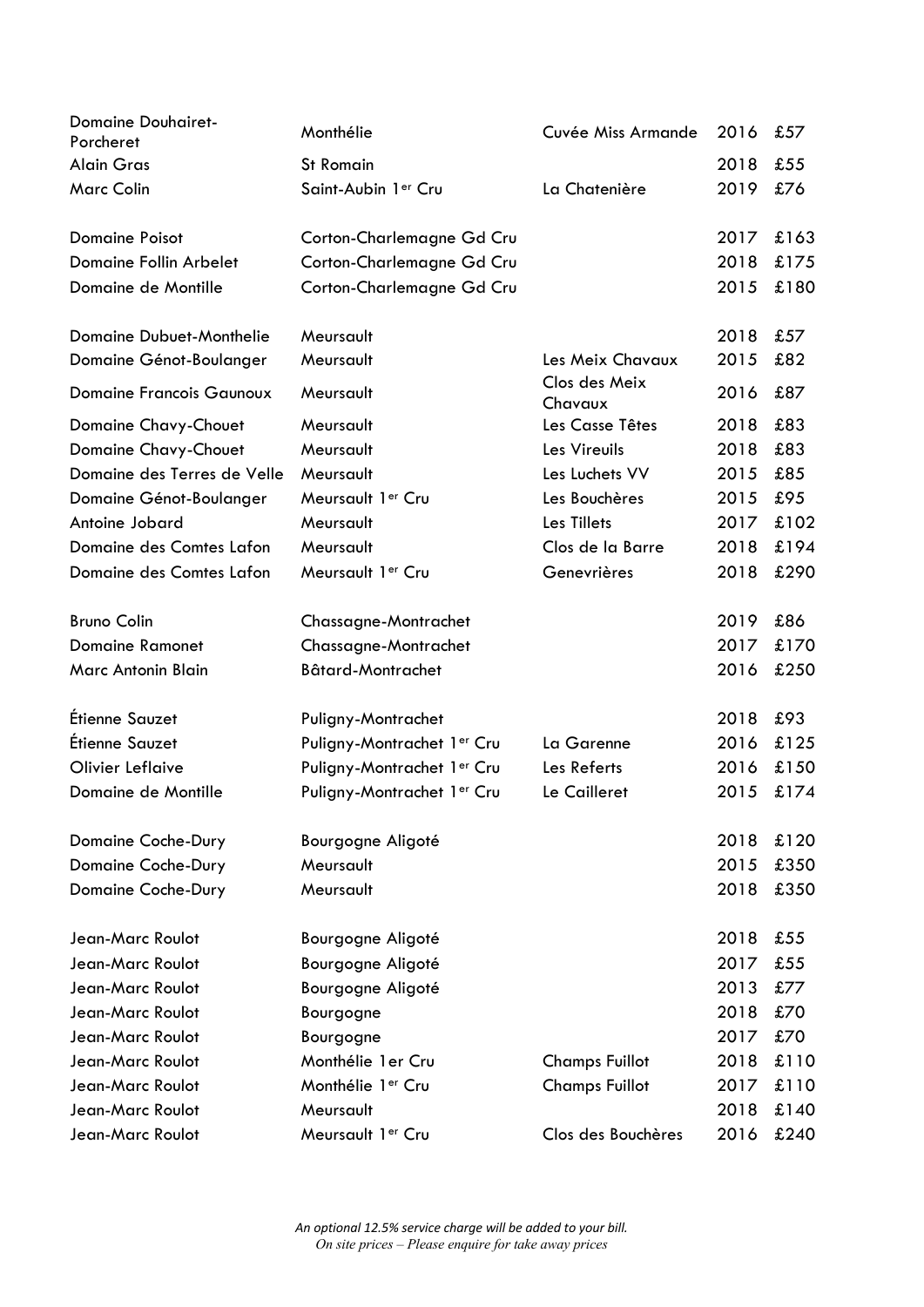| | | | | |
|---|---|---|---|---|
| Domaine Douhairet-Porcheret | Monthélie | Cuvée Miss Armande | 2016 | £57 |
| Alain Gras | St Romain | | 2018 | £55 |
| Marc Colin | Saint-Aubin 1er Cru | La Chatenière | 2019 | £76 |
| | | | | |
| Domaine Poisot | Corton-Charlemagne Gd Cru | | 2017 | £163 |
| Domaine Follin Arbelet | Corton-Charlemagne Gd Cru | | 2018 | £175 |
| Domaine de Montille | Corton-Charlemagne Gd Cru | | 2015 | £180 |
| | | | | |
| Domaine Dubuet-Monthelie | Meursault | | 2018 | £57 |
| Domaine Génot-Boulanger | Meursault | Les Meix Chavaux | 2015 | £82 |
| Domaine Francois Gaunoux | Meursault | Clos des Meix Chavaux | 2016 | £87 |
| Domaine Chavy-Chouet | Meursault | Les Casse Têtes | 2018 | £83 |
| Domaine Chavy-Chouet | Meursault | Les Vireuils | 2018 | £83 |
| Domaine des Terres de Velle | Meursault | Les Luchets VV | 2015 | £85 |
| Domaine Génot-Boulanger | Meursault 1er Cru | Les Bouchères | 2015 | £95 |
| Antoine Jobard | Meursault | Les Tillets | 2017 | £102 |
| Domaine des Comtes Lafon | Meursault | Clos de la Barre | 2018 | £194 |
| Domaine des Comtes Lafon | Meursault 1er Cru | Genevrières | 2018 | £290 |
| | | | | |
| Bruno Colin | Chassagne-Montrachet | | 2019 | £86 |
| Domaine Ramonet | Chassagne-Montrachet | | 2017 | £170 |
| Marc Antonin Blain | Bâtard-Montrachet | | 2016 | £250 |
| | | | | |
| Étienne Sauzet | Puligny-Montrachet | | 2018 | £93 |
| Étienne Sauzet | Puligny-Montrachet 1er Cru | La Garenne | 2016 | £125 |
| Olivier Leflaive | Puligny-Montrachet 1er Cru | Les Referts | 2016 | £150 |
| Domaine de Montille | Puligny-Montrachet 1er Cru | Le Cailleret | 2015 | £174 |
| | | | | |
| Domaine Coche-Dury | Bourgogne Aligoté | | 2018 | £120 |
| Domaine Coche-Dury | Meursault | | 2015 | £350 |
| Domaine Coche-Dury | Meursault | | 2018 | £350 |
| | | | | |
| Jean-Marc Roulot | Bourgogne Aligoté | | 2018 | £55 |
| Jean-Marc Roulot | Bourgogne Aligoté | | 2017 | £55 |
| Jean-Marc Roulot | Bourgogne Aligoté | | 2013 | £77 |
| Jean-Marc Roulot | Bourgogne | | 2018 | £70 |
| Jean-Marc Roulot | Bourgogne | | 2017 | £70 |
| Jean-Marc Roulot | Monthélie 1er Cru | Champs Fuillot | 2018 | £110 |
| Jean-Marc Roulot | Monthélie 1er Cru | Champs Fuillot | 2017 | £110 |
| Jean-Marc Roulot | Meursault | | 2018 | £140 |
| Jean-Marc Roulot | Meursault 1er Cru | Clos des Bouchères | 2016 | £240 |

*An optional 12.5% service charge will be added to your bill.*
*On site prices – Please enquire for take away prices*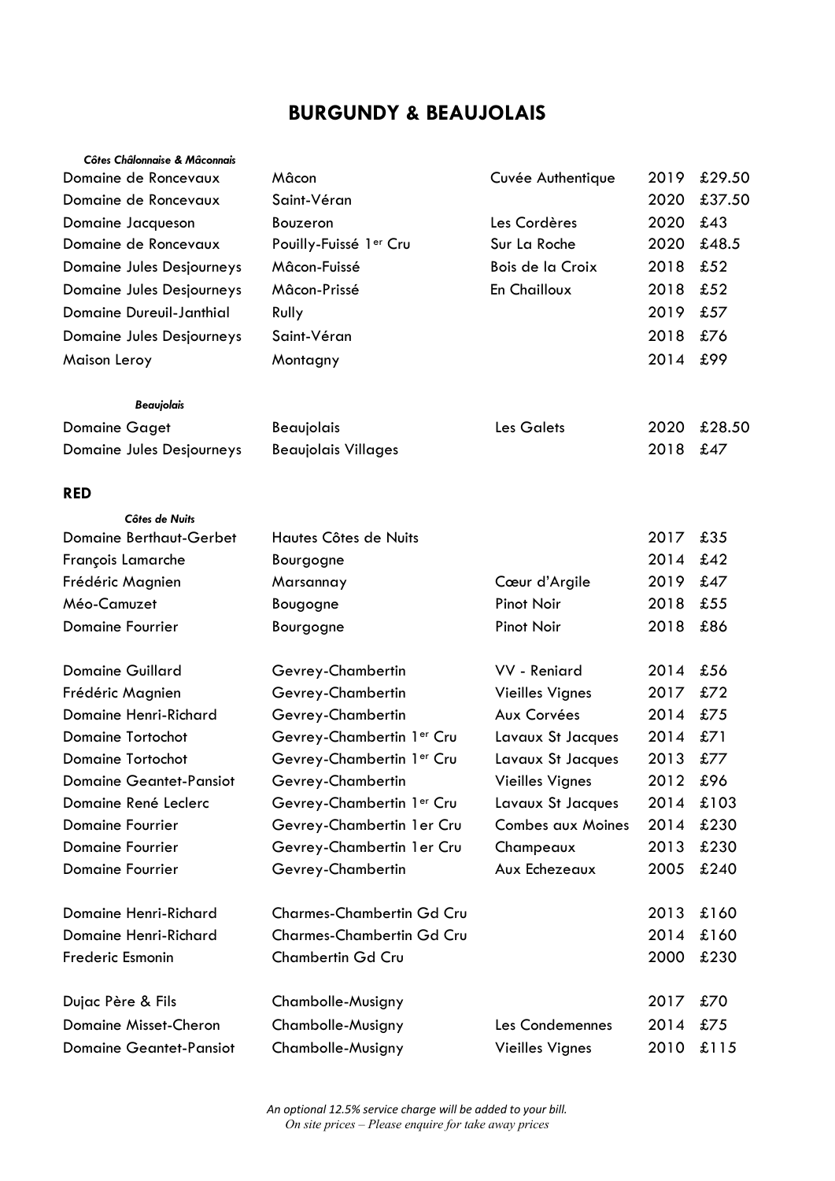## BURGUNDY & BEAUJOLAIS

***Côtes Châlonnaise & Mâconnais***

| | | | | |
|---|---|---|---|---|
| Domaine de Roncevaux | Mâcon | Cuvée Authentique | 2019 | £29.50 |
| Domaine de Roncevaux | Saint-Véran | | 2020 | £37.50 |
| Domaine Jacqueson | Bouzeron | Les Cordères | 2020 | £43 |
| Domaine de Roncevaux | Pouilly-Fuissé 1er Cru | Sur La Roche | 2020 | £48.5 |
| Domaine Jules Desjourneys | Mâcon-Fuissé | Bois de la Croix | 2018 | £52 |
| Domaine Jules Desjourneys | Mâcon-Prissé | En Chailloux | 2018 | £52 |
| Domaine Dureuil-Janthial | Rully | | 2019 | £57 |
| Domaine Jules Desjourneys | Saint-Véran | | 2018 | £76 |
| Maison Leroy | Montagny | | 2014 | £99 |

***Beaujolais***

| | | | | |
|---|---|---|---|---|
| Domaine Gaget | Beaujolais | Les Galets | 2020 | £28.50 |
| Domaine Jules Desjourneys | Beaujolais Villages | | 2018 | £47 |

**RED**

***Côtes de Nuits***

| | | | | |
|---|---|---|---|---|
| Domaine Berthaut-Gerbet | Hautes Côtes de Nuits | | 2017 | £35 |
| François Lamarche | Bourgogne | | 2014 | £42 |
| Frédéric Magnien | Marsannay | Cœur d'Argile | 2019 | £47 |
| Méo-Camuzet | Bougogne | Pinot Noir | 2018 | £55 |
| Domaine Fourrier | Bourgogne | Pinot Noir | 2018 | £86 |
| | | | | |
| Domaine Guillard | Gevrey-Chambertin | VV - Reniard | 2014 | £56 |
| Frédéric Magnien | Gevrey-Chambertin | Vieilles Vignes | 2017 | £72 |
| Domaine Henri-Richard | Gevrey-Chambertin | Aux Corvées | 2014 | £75 |
| Domaine Tortochot | Gevrey-Chambertin 1er Cru | Lavaux St Jacques | 2014 | £71 |
| Domaine Tortochot | Gevrey-Chambertin 1er Cru | Lavaux St Jacques | 2013 | £77 |
| Domaine Geantet-Pansiot | Gevrey-Chambertin | Vieilles Vignes | 2012 | £96 |
| Domaine René Leclerc | Gevrey-Chambertin 1er Cru | Lavaux St Jacques | 2014 | £103 |
| Domaine Fourrier | Gevrey-Chambertin 1er Cru | Combes aux Moines | 2014 | £230 |
| Domaine Fourrier | Gevrey-Chambertin 1er Cru | Champeaux | 2013 | £230 |
| Domaine Fourrier | Gevrey-Chambertin | Aux Echezeaux | 2005 | £240 |
| | | | | |
| Domaine Henri-Richard | Charmes-Chambertin Gd Cru | | 2013 | £160 |
| Domaine Henri-Richard | Charmes-Chambertin Gd Cru | | 2014 | £160 |
| Frederic Esmonin | Chambertin Gd Cru | | 2000 | £230 |
| | | | | |
| Dujac Père & Fils | Chambolle-Musigny | | 2017 | £70 |
| Domaine Misset-Cheron | Chambolle-Musigny | Les Condemennes | 2014 | £75 |
| Domaine Geantet-Pansiot | Chambolle-Musigny | Vieilles Vignes | 2010 | £115 |

*An optional 12.5% service charge will be added to your bill.*
*On site prices – Please enquire for take away prices*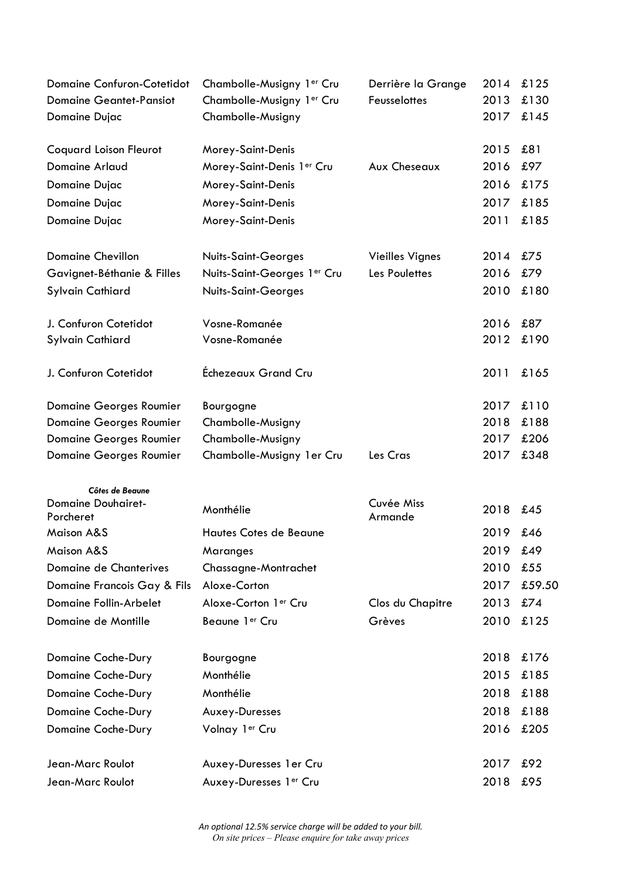| | | | | |
|---|---|---|---|---|
| Domaine Confuron-Cotetidot | Chambolle-Musigny 1er Cru | Derrière la Grange | 2014 | £125 |
| Domaine Geantet-Pansiot | Chambolle-Musigny 1er Cru | Feusselottes | 2013 | £130 |
| Domaine Dujac | Chambolle-Musigny | | 2017 | £145 |
| | | | | |
| Coquard Loison Fleurot | Morey-Saint-Denis | | 2015 | £81 |
| Domaine Arlaud | Morey-Saint-Denis 1er Cru | Aux Cheseaux | 2016 | £97 |
| Domaine Dujac | Morey-Saint-Denis | | 2016 | £175 |
| Domaine Dujac | Morey-Saint-Denis | | 2017 | £185 |
| Domaine Dujac | Morey-Saint-Denis | | 2011 | £185 |
| | | | | |
| Domaine Chevillon | Nuits-Saint-Georges | Vieilles Vignes | 2014 | £75 |
| Gavignet-Béthanie & Filles | Nuits-Saint-Georges 1er Cru | Les Poulettes | 2016 | £79 |
| Sylvain Cathiard | Nuits-Saint-Georges | | 2010 | £180 |
| | | | | |
| J. Confuron Cotetidot | Vosne-Romanée | | 2016 | £87 |
| Sylvain Cathiard | Vosne-Romanée | | 2012 | £190 |
| | | | | |
| J. Confuron Cotetidot | Échezeaux Grand Cru | | 2011 | £165 |
| | | | | |
| Domaine Georges Roumier | Bourgogne | | 2017 | £110 |
| Domaine Georges Roumier | Chambolle-Musigny | | 2018 | £188 |
| Domaine Georges Roumier | Chambolle-Musigny | | 2017 | £206 |
| Domaine Georges Roumier | Chambolle-Musigny 1er Cru | Les Cras | 2017 | £348 |

***Côtes de Beaune***

| | | | | |
|---|---|---|---|---|
| Domaine Douhairet-Porcheret | Monthélie | Cuvée Miss Armande | 2018 | £45 |
| Maison A&S | Hautes Cotes de Beaune | | 2019 | £46 |
| Maison A&S | Maranges | | 2019 | £49 |
| Domaine de Chanterives | Chassagne-Montrachet | | 2010 | £55 |
| Domaine Francois Gay & Fils | Aloxe-Corton | | 2017 | £59.50 |
| Domaine Follin-Arbelet | Aloxe-Corton 1er Cru | Clos du Chapitre | 2013 | £74 |
| Domaine de Montille | Beaune 1er Cru | Grèves | 2010 | £125 |
| | | | | |
| Domaine Coche-Dury | Bourgogne | | 2018 | £176 |
| Domaine Coche-Dury | Monthélie | | 2015 | £185 |
| Domaine Coche-Dury | Monthélie | | 2018 | £188 |
| Domaine Coche-Dury | Auxey-Duresses | | 2018 | £188 |
| Domaine Coche-Dury | Volnay 1er Cru | | 2016 | £205 |
| | | | | |
| Jean-Marc Roulot | Auxey-Duresses 1er Cru | | 2017 | £92 |
| Jean-Marc Roulot | Auxey-Duresses 1er Cru | | 2018 | £95 |

*An optional 12.5% service charge will be added to your bill.*
*On site prices – Please enquire for take away prices*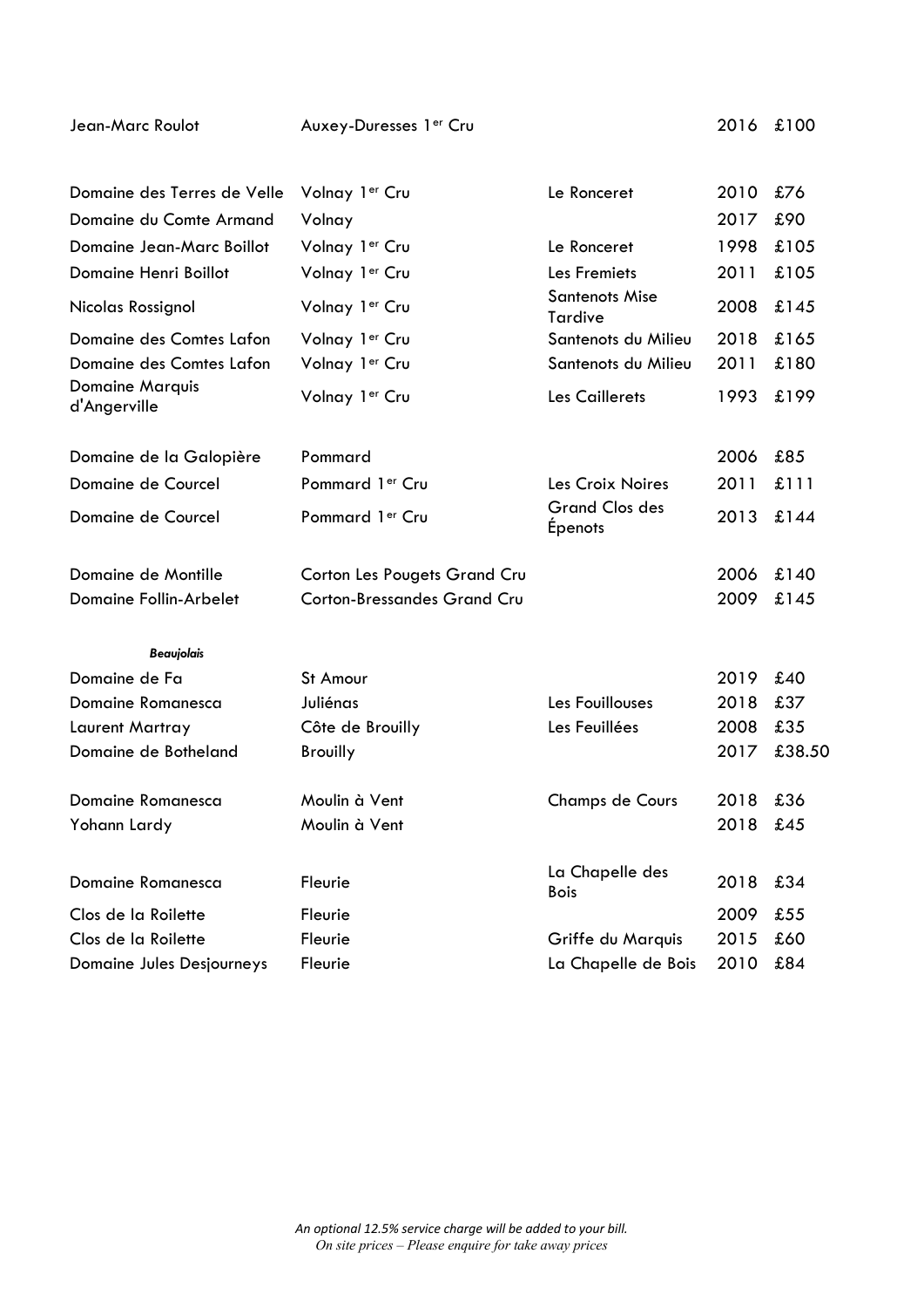| | | | | |
|---|---|---|---|---|
| Jean-Marc Roulot | Auxey-Duresses 1er Cru | | 2016 | £100 |
| | | | | |
| Domaine des Terres de Velle | Volnay 1er Cru | Le Ronceret | 2010 | £76 |
| Domaine du Comte Armand | Volnay | | 2017 | £90 |
| Domaine Jean-Marc Boillot | Volnay 1er Cru | Le Ronceret | 1998 | £105 |
| Domaine Henri Boillot | Volnay 1er Cru | Les Fremiets | 2011 | £105 |
| Nicolas Rossignol | Volnay 1er Cru | Santenots Mise Tardive | 2008 | £145 |
| Domaine des Comtes Lafon | Volnay 1er Cru | Santenots du Milieu | 2018 | £165 |
| Domaine des Comtes Lafon | Volnay 1er Cru | Santenots du Milieu | 2011 | £180 |
| Domaine Marquis d'Angerville | Volnay 1er Cru | Les Caillerets | 1993 | £199 |
| | | | | |
| Domaine de la Galopière | Pommard | | 2006 | £85 |
| Domaine de Courcel | Pommard 1er Cru | Les Croix Noires | 2011 | £111 |
| Domaine de Courcel | Pommard 1er Cru | Grand Clos des Épenots | 2013 | £144 |
| | | | | |
| Domaine de Montille | Corton Les Pougets Grand Cru | | 2006 | £140 |
| Domaine Follin-Arbelet | Corton-Bressandes Grand Cru | | 2009 | £145 |
| | | | | |
| ***Beaujolais*** | | | | |
| Domaine de Fa | St Amour | | 2019 | £40 |
| Domaine Romanesca | Juliénas | Les Fouillouses | 2018 | £37 |
| Laurent Martray | Côte de Brouilly | Les Feuillées | 2008 | £35 |
| Domaine de Botheland | Brouilly | | 2017 | £38.50 |
| | | | | |
| Domaine Romanesca | Moulin à Vent | Champs de Cours | 2018 | £36 |
| Yohann Lardy | Moulin à Vent | | 2018 | £45 |
| | | | | |
| Domaine Romanesca | Fleurie | La Chapelle des Bois | 2018 | £34 |
| Clos de la Roilette | Fleurie | | 2009 | £55 |
| Clos de la Roilette | Fleurie | Griffe du Marquis | 2015 | £60 |
| Domaine Jules Desjourneys | Fleurie | La Chapelle de Bois | 2010 | £84 |

*An optional 12.5% service charge will be added to your bill.*
*On site prices – Please enquire for take away prices*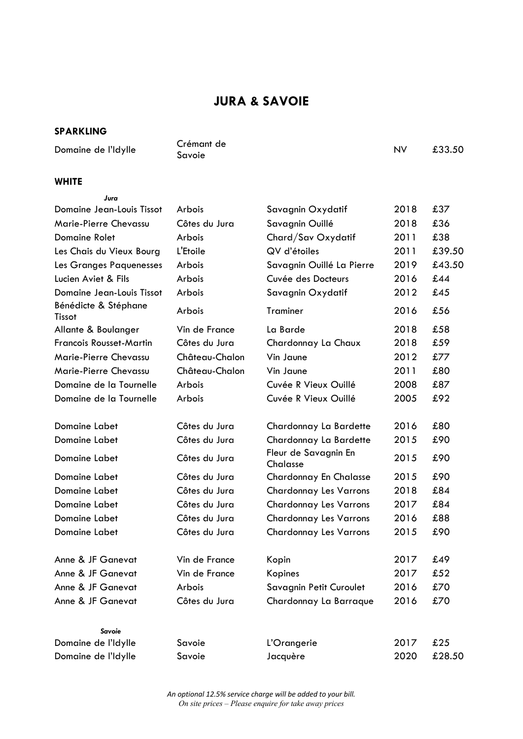# JURA & SAVOIE

## SPARKLING

| | | | | |
|---|---|---|---|---|
| Domaine de l'Idylle | Crémant de Savoie | | NV | £33.50 |

## WHITE

*Jura*

| | | | | |
|---|---|---|---|---|
| Domaine Jean-Louis Tissot | Arbois | Savagnin Oxydatif | 2018 | £37 |
| Marie-Pierre Chevassu | Côtes du Jura | Savagnin Ouillé | 2018 | £36 |
| Domaine Rolet | Arbois | Chard/Sav Oxydatif | 2011 | £38 |
| Les Chais du Vieux Bourg | L'Etoile | QV d'étoiles | 2011 | £39.50 |
| Les Granges Paquenesses | Arbois | Savagnin Ouillé La Pierre | 2019 | £43.50 |
| Lucien Aviet & Fils | Arbois | Cuvée des Docteurs | 2016 | £44 |
| Domaine Jean-Louis Tissot | Arbois | Savagnin Oxydatif | 2012 | £45 |
| Bénédicte & Stéphane Tissot | Arbois | Traminer | 2016 | £56 |
| Allante & Boulanger | Vin de France | La Barde | 2018 | £58 |
| Francois Rousset-Martin | Côtes du Jura | Chardonnay La Chaux | 2018 | £59 |
| Marie-Pierre Chevassu | Château-Chalon | Vin Jaune | 2012 | £77 |
| Marie-Pierre Chevassu | Château-Chalon | Vin Jaune | 2011 | £80 |
| Domaine de la Tournelle | Arbois | Cuvée R Vieux Ouillé | 2008 | £87 |
| Domaine de la Tournelle | Arbois | Cuvée R Vieux Ouillé | 2005 | £92 |
| | | | | |
| Domaine Labet | Côtes du Jura | Chardonnay La Bardette | 2016 | £80 |
| Domaine Labet | Côtes du Jura | Chardonnay La Bardette | 2015 | £90 |
| Domaine Labet | Côtes du Jura | Fleur de Savagnin En Chalasse | 2015 | £90 |
| Domaine Labet | Côtes du Jura | Chardonnay En Chalasse | 2015 | £90 |
| Domaine Labet | Côtes du Jura | Chardonnay Les Varrons | 2018 | £84 |
| Domaine Labet | Côtes du Jura | Chardonnay Les Varrons | 2017 | £84 |
| Domaine Labet | Côtes du Jura | Chardonnay Les Varrons | 2016 | £88 |
| Domaine Labet | Côtes du Jura | Chardonnay Les Varrons | 2015 | £90 |
| | | | | |
| Anne & JF Ganevat | Vin de France | Kopin | 2017 | £49 |
| Anne & JF Ganevat | Vin de France | Kopines | 2017 | £52 |
| Anne & JF Ganevat | Arbois | Savagnin Petit Curoulet | 2016 | £70 |
| Anne & JF Ganevat | Côtes du Jura | Chardonnay La Barraque | 2016 | £70 |

*Savoie*

| | | | | |
|---|---|---|---|---|
| Domaine de l'Idylle | Savoie | L'Orangerie | 2017 | £25 |
| Domaine de l'Idylle | Savoie | Jacquère | 2020 | £28.50 |

*An optional 12.5% service charge will be added to your bill.*
*On site prices – Please enquire for take away prices*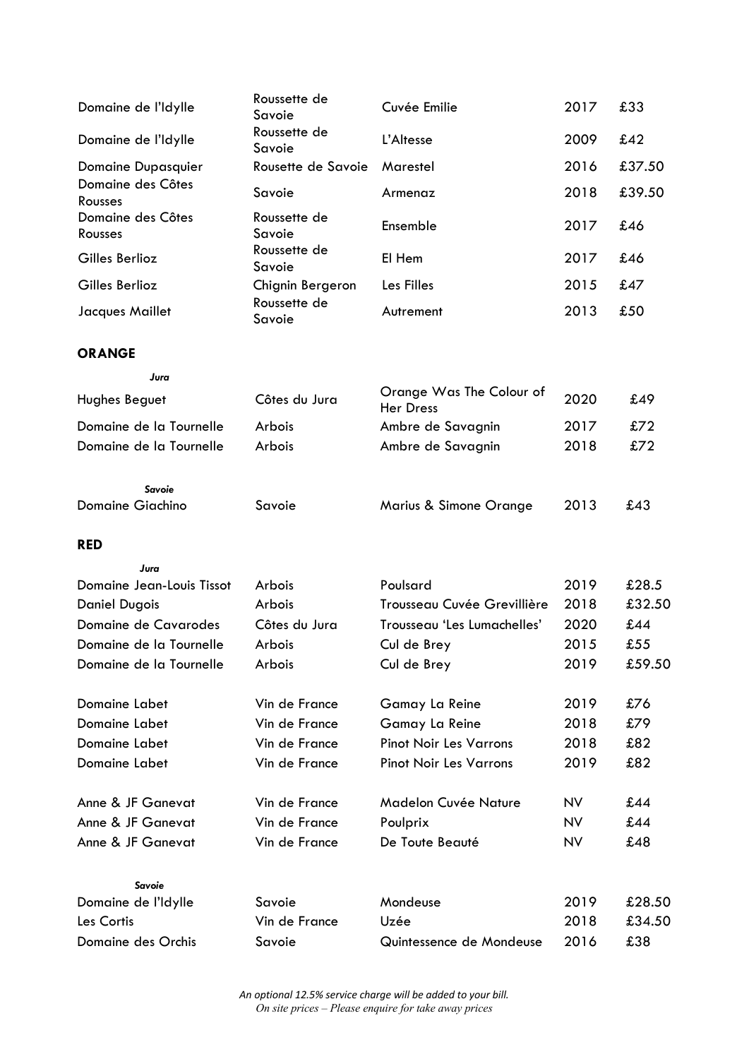| | | | | |
|---|---|---|---|---|
| Domaine de l'Idylle | Roussette de Savoie | Cuvée Emilie | 2017 | £33 |
| Domaine de l'Idylle | Roussette de Savoie | L'Altesse | 2009 | £42 |
| Domaine Dupasquier | Rousette de Savoie | Marestel | 2016 | £37.50 |
| Domaine des Côtes Rousses | Savoie | Armenaz | 2018 | £39.50 |
| Domaine des Côtes Rousses | Roussette de Savoie | Ensemble | 2017 | £46 |
| Gilles Berlioz | Roussette de Savoie | El Hem | 2017 | £46 |
| Gilles Berlioz | Chignin Bergeron | Les Filles | 2015 | £47 |
| Jacques Maillet | Roussette de Savoie | Autrement | 2013 | £50 |

**ORANGE**

***Jura***

| | | | | |
|---|---|---|---|---|
| Hughes Beguet | Côtes du Jura | Orange Was The Colour of Her Dress | 2020 | £49 |
| Domaine de la Tournelle | Arbois | Ambre de Savagnin | 2017 | £72 |
| Domaine de la Tournelle | Arbois | Ambre de Savagnin | 2018 | £72 |

***Savoie***

| | | | | |
|---|---|---|---|---|
| Domaine Giachino | Savoie | Marius & Simone Orange | 2013 | £43 |

**RED**

***Jura***

| | | | | |
|---|---|---|---|---|
| Domaine Jean-Louis Tissot | Arbois | Poulsard | 2019 | £28.5 |
| Daniel Dugois | Arbois | Trousseau Cuvée Grevillière | 2018 | £32.50 |
| Domaine de Cavarodes | Côtes du Jura | Trousseau 'Les Lumachelles' | 2020 | £44 |
| Domaine de la Tournelle | Arbois | Cul de Brey | 2015 | £55 |
| Domaine de la Tournelle | Arbois | Cul de Brey | 2019 | £59.50 |
| Domaine Labet | Vin de France | Gamay La Reine | 2019 | £76 |
| Domaine Labet | Vin de France | Gamay La Reine | 2018 | £79 |
| Domaine Labet | Vin de France | Pinot Noir Les Varrons | 2018 | £82 |
| Domaine Labet | Vin de France | Pinot Noir Les Varrons | 2019 | £82 |
| Anne & JF Ganevat | Vin de France | Madelon Cuvée Nature | NV | £44 |
| Anne & JF Ganevat | Vin de France | Poulprix | NV | £44 |
| Anne & JF Ganevat | Vin de France | De Toute Beauté | NV | £48 |

***Savoie***

| | | | | |
|---|---|---|---|---|
| Domaine de l'Idylle | Savoie | Mondeuse | 2019 | £28.50 |
| Les Cortis | Vin de France | Uzée | 2018 | £34.50 |
| Domaine des Orchis | Savoie | Quintessence de Mondeuse | 2016 | £38 |

*An optional 12.5% service charge will be added to your bill.*
*On site prices – Please enquire for take away prices*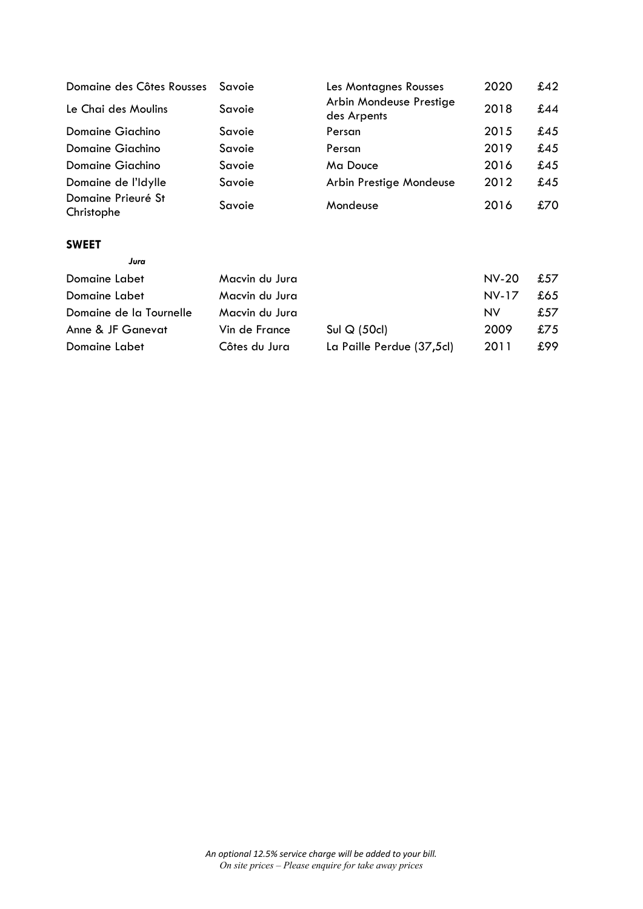| | | | | |
|---|---|---|---|---|
| Domaine des Côtes Rousses | Savoie | Les Montagnes Rousses | 2020 | £42 |
| Le Chai des Moulins | Savoie | Arbin Mondeuse Prestige des Arpents | 2018 | £44 |
| Domaine Giachino | Savoie | Persan | 2015 | £45 |
| Domaine Giachino | Savoie | Persan | 2019 | £45 |
| Domaine Giachino | Savoie | Ma Douce | 2016 | £45 |
| Domaine de l'Idylle | Savoie | Arbin Prestige Mondeuse | 2012 | £45 |
| Domaine Prieuré St Christophe | Savoie | Mondeuse | 2016 | £70 |

**SWEET**

***Jura***

| | | | | |
|---|---|---|---|---|
| Domaine Labet | Macvin du Jura | | NV-20 | £57 |
| Domaine Labet | Macvin du Jura | | NV-17 | £65 |
| Domaine de la Tournelle | Macvin du Jura | | NV | £57 |
| Anne & JF Ganevat | Vin de France | Sul Q (50cl) | 2009 | £75 |
| Domaine Labet | Côtes du Jura | La Paille Perdue (37,5cl) | 2011 | £99 |

*An optional 12.5% service charge will be added to your bill.*
*On site prices – Please enquire for take away prices*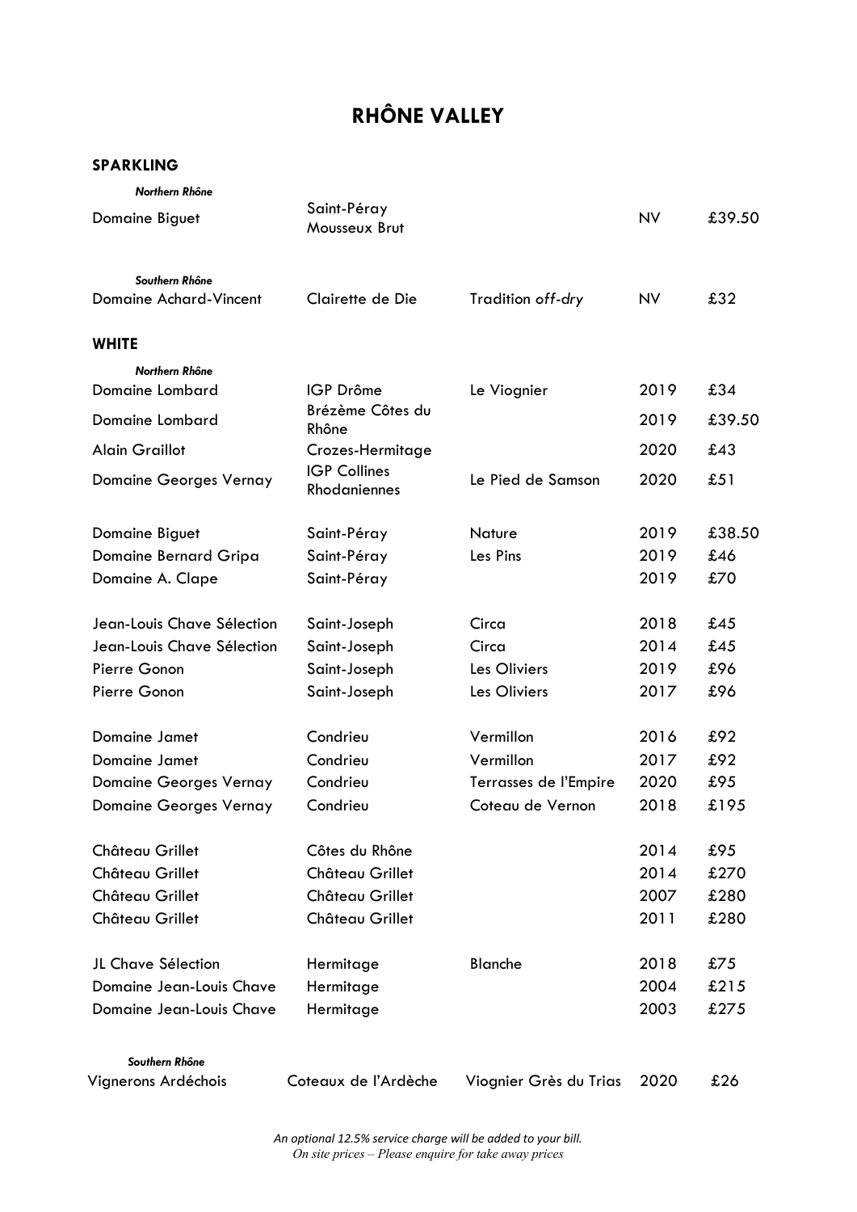# RHÔNE VALLEY

## SPARKLING

***Northern Rhône***

| | | | | |
|---|---|---|---|---|
| Domaine Biguet | Saint-Péray Mousseux Brut | | NV | £39.50 |

***Southern Rhône***

| | | | | |
|---|---|---|---|---|
| Domaine Achard-Vincent | Clairette de Die | Tradition *off-dry* | NV | £32 |

## WHITE

***Northern Rhône***

| | | | | |
|---|---|---|---|---|
| Domaine Lombard | IGP Drôme | Le Viognier | 2019 | £34 |
| Domaine Lombard | Brézème Côtes du Rhône | | 2019 | £39.50 |
| Alain Graillot | Crozes-Hermitage | | 2020 | £43 |
| Domaine Georges Vernay | IGP Collines Rhodaniennes | Le Pied de Samson | 2020 | £51 |
| Domaine Biguet | Saint-Péray | Nature | 2019 | £38.50 |
| Domaine Bernard Gripa | Saint-Péray | Les Pins | 2019 | £46 |
| Domaine A. Clape | Saint-Péray | | 2019 | £70 |
| Jean-Louis Chave Sélection | Saint-Joseph | Circa | 2018 | £45 |
| Jean-Louis Chave Sélection | Saint-Joseph | Circa | 2014 | £45 |
| Pierre Gonon | Saint-Joseph | Les Oliviers | 2019 | £96 |
| Pierre Gonon | Saint-Joseph | Les Oliviers | 2017 | £96 |
| Domaine Jamet | Condrieu | Vermillon | 2016 | £92 |
| Domaine Jamet | Condrieu | Vermillon | 2017 | £92 |
| Domaine Georges Vernay | Condrieu | Terrasses de l'Empire | 2020 | £95 |
| Domaine Georges Vernay | Condrieu | Coteau de Vernon | 2018 | £195 |
| Château Grillet | Côtes du Rhône | | 2014 | £95 |
| Château Grillet | Château Grillet | | 2014 | £270 |
| Château Grillet | Château Grillet | | 2007 | £280 |
| Château Grillet | Château Grillet | | 2011 | £280 |
| JL Chave Sélection | Hermitage | Blanche | 2018 | £75 |
| Domaine Jean-Louis Chave | Hermitage | | 2004 | £215 |
| Domaine Jean-Louis Chave | Hermitage | | 2003 | £275 |

***Southern Rhône***

| | | | | |
|---|---|---|---|---|
| Vignerons Ardéchois | Coteaux de l'Ardèche | Viognier Grès du Trias | 2020 | £26 |

*An optional 12.5% service charge will be added to your bill.*
*On site prices – Please enquire for take away prices*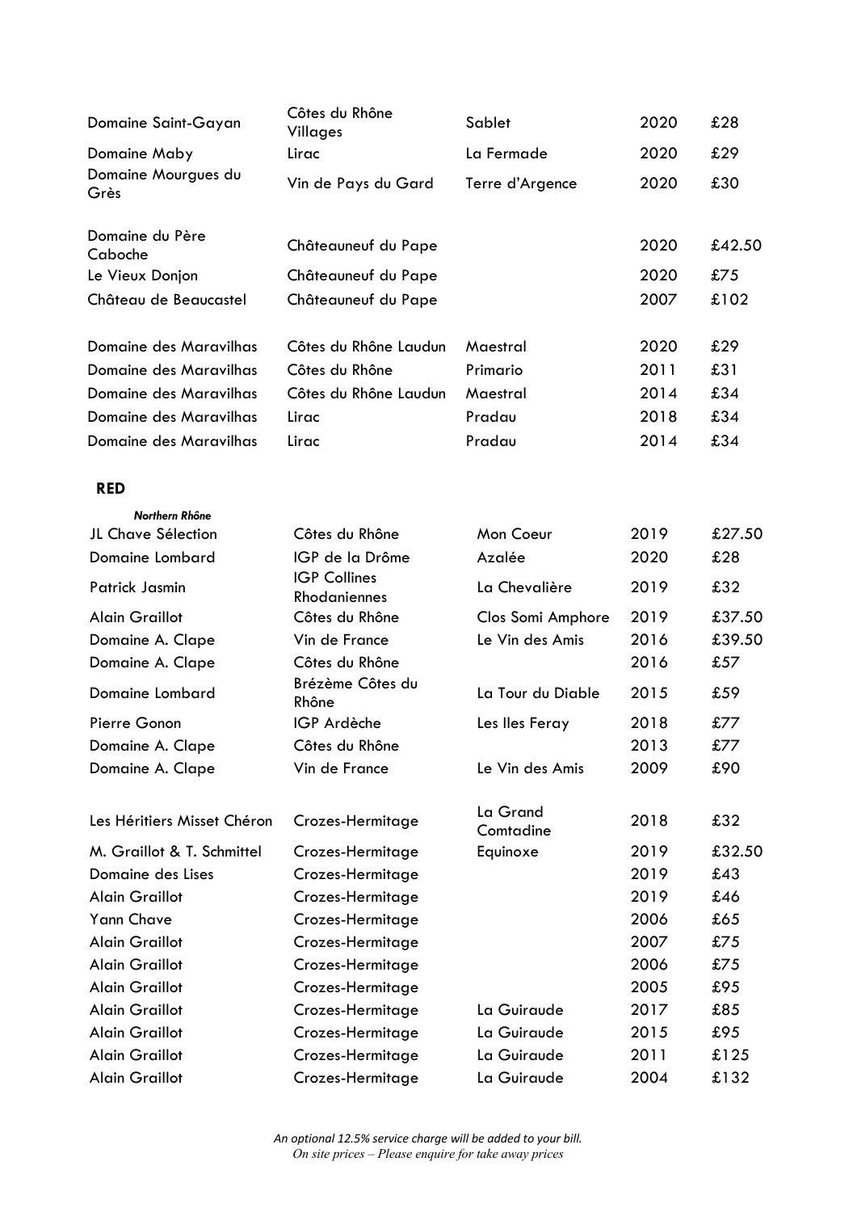| | | | | |
|---|---|---|---|---|
| Domaine Saint-Gayan | Côtes du Rhône Villages | Sablet | 2020 | £28 |
| Domaine Maby | Lirac | La Fermade | 2020 | £29 |
| Domaine Mourgues du Grès | Vin de Pays du Gard | Terre d'Argence | 2020 | £30 |
| | | | | |
| Domaine du Père Caboche | Châteauneuf du Pape | | 2020 | £42.50 |
| Le Vieux Donjon | Châteauneuf du Pape | | 2020 | £75 |
| Château de Beaucastel | Châteauneuf du Pape | | 2007 | £102 |
| | | | | |
| Domaine des Maravilhas | Côtes du Rhône Laudun | Maestral | 2020 | £29 |
| Domaine des Maravilhas | Côtes du Rhône | Primario | 2011 | £31 |
| Domaine des Maravilhas | Côtes du Rhône Laudun | Maestral | 2014 | £34 |
| Domaine des Maravilhas | Lirac | Pradau | 2018 | £34 |
| Domaine des Maravilhas | Lirac | Pradau | 2014 | £34 |

**RED**

***Northern Rhône***

| | | | | |
|---|---|---|---|---|
| JL Chave Sélection | Côtes du Rhône | Mon Coeur | 2019 | £27.50 |
| Domaine Lombard | IGP de la Drôme | Azalée | 2020 | £28 |
| Patrick Jasmin | IGP Collines Rhodaniennes | La Chevalière | 2019 | £32 |
| Alain Graillot | Côtes du Rhône | Clos Somi Amphore | 2019 | £37.50 |
| Domaine A. Clape | Vin de France | Le Vin des Amis | 2016 | £39.50 |
| Domaine A. Clape | Côtes du Rhône | | 2016 | £57 |
| Domaine Lombard | Brézème Côtes du Rhône | La Tour du Diable | 2015 | £59 |
| Pierre Gonon | IGP Ardèche | Les Iles Feray | 2018 | £77 |
| Domaine A. Clape | Côtes du Rhône | | 2013 | £77 |
| Domaine A. Clape | Vin de France | Le Vin des Amis | 2009 | £90 |
| | | | | |
| Les Héritiers Misset Chéron | Crozes-Hermitage | La Grand Comtadine | 2018 | £32 |
| M. Graillot & T. Schmittel | Crozes-Hermitage | Equinoxe | 2019 | £32.50 |
| Domaine des Lises | Crozes-Hermitage | | 2019 | £43 |
| Alain Graillot | Crozes-Hermitage | | 2019 | £46 |
| Yann Chave | Crozes-Hermitage | | 2006 | £65 |
| Alain Graillot | Crozes-Hermitage | | 2007 | £75 |
| Alain Graillot | Crozes-Hermitage | | 2006 | £75 |
| Alain Graillot | Crozes-Hermitage | | 2005 | £95 |
| Alain Graillot | Crozes-Hermitage | La Guiraude | 2017 | £85 |
| Alain Graillot | Crozes-Hermitage | La Guiraude | 2015 | £95 |
| Alain Graillot | Crozes-Hermitage | La Guiraude | 2011 | £125 |
| Alain Graillot | Crozes-Hermitage | La Guiraude | 2004 | £132 |

*An optional 12.5% service charge will be added to your bill.*
*On site prices – Please enquire for take away prices*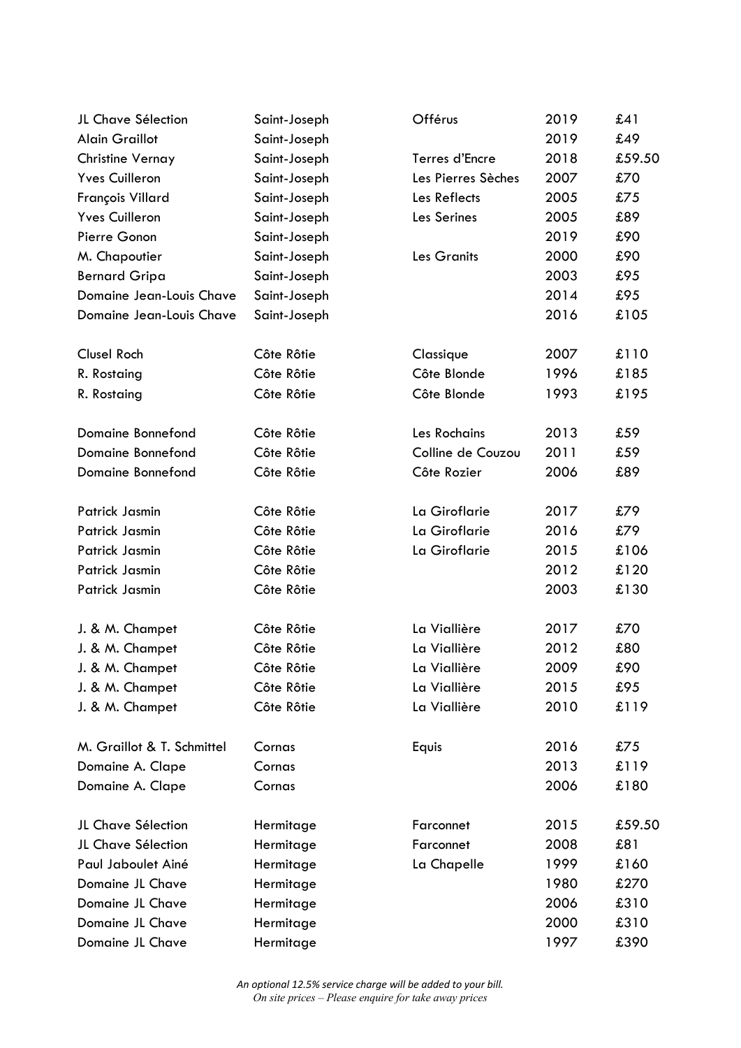| | | | | |
|---|---|---|---|---|
| JL Chave Sélection | Saint-Joseph | Offérus | 2019 | £41 |
| Alain Graillot | Saint-Joseph | | 2019 | £49 |
| Christine Vernay | Saint-Joseph | Terres d'Encre | 2018 | £59.50 |
| Yves Cuilleron | Saint-Joseph | Les Pierres Sèches | 2007 | £70 |
| François Villard | Saint-Joseph | Les Reflects | 2005 | £75 |
| Yves Cuilleron | Saint-Joseph | Les Serines | 2005 | £89 |
| Pierre Gonon | Saint-Joseph | | 2019 | £90 |
| M. Chapoutier | Saint-Joseph | Les Granits | 2000 | £90 |
| Bernard Gripa | Saint-Joseph | | 2003 | £95 |
| Domaine Jean-Louis Chave | Saint-Joseph | | 2014 | £95 |
| Domaine Jean-Louis Chave | Saint-Joseph | | 2016 | £105 |
| | | | | |
| Clusel Roch | Côte Rôtie | Classique | 2007 | £110 |
| R. Rostaing | Côte Rôtie | Côte Blonde | 1996 | £185 |
| R. Rostaing | Côte Rôtie | Côte Blonde | 1993 | £195 |
| | | | | |
| Domaine Bonnefond | Côte Rôtie | Les Rochains | 2013 | £59 |
| Domaine Bonnefond | Côte Rôtie | Colline de Couzou | 2011 | £59 |
| Domaine Bonnefond | Côte Rôtie | Côte Rozier | 2006 | £89 |
| | | | | |
| Patrick Jasmin | Côte Rôtie | La Giroflarie | 2017 | £79 |
| Patrick Jasmin | Côte Rôtie | La Giroflarie | 2016 | £79 |
| Patrick Jasmin | Côte Rôtie | La Giroflarie | 2015 | £106 |
| Patrick Jasmin | Côte Rôtie | | 2012 | £120 |
| Patrick Jasmin | Côte Rôtie | | 2003 | £130 |
| | | | | |
| J. & M. Champet | Côte Rôtie | La Viallière | 2017 | £70 |
| J. & M. Champet | Côte Rôtie | La Viallière | 2012 | £80 |
| J. & M. Champet | Côte Rôtie | La Viallière | 2009 | £90 |
| J. & M. Champet | Côte Rôtie | La Viallière | 2015 | £95 |
| J. & M. Champet | Côte Rôtie | La Viallière | 2010 | £119 |
| | | | | |
| M. Graillot & T. Schmittel | Cornas | Equis | 2016 | £75 |
| Domaine A. Clape | Cornas | | 2013 | £119 |
| Domaine A. Clape | Cornas | | 2006 | £180 |
| | | | | |
| JL Chave Sélection | Hermitage | Farconnet | 2015 | £59.50 |
| JL Chave Sélection | Hermitage | Farconnet | 2008 | £81 |
| Paul Jaboulet Ainé | Hermitage | La Chapelle | 1999 | £160 |
| Domaine JL Chave | Hermitage | | 1980 | £270 |
| Domaine JL Chave | Hermitage | | 2006 | £310 |
| Domaine JL Chave | Hermitage | | 2000 | £310 |
| Domaine JL Chave | Hermitage | | 1997 | £390 |

*An optional 12.5% service charge will be added to your bill.*
*On site prices – Please enquire for take away prices*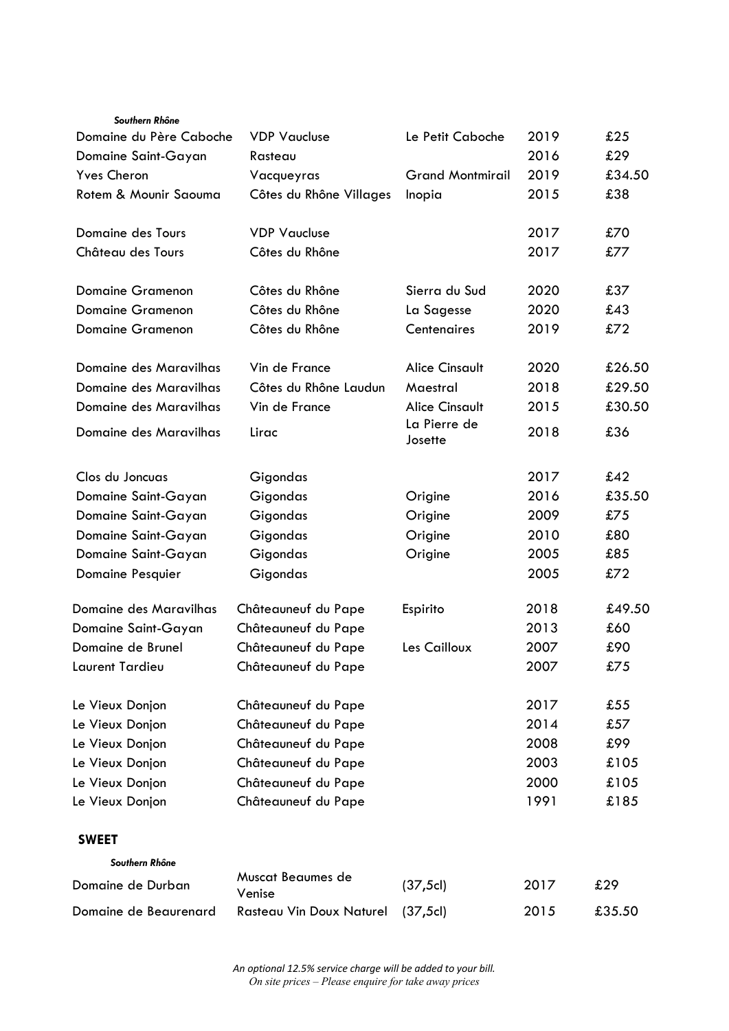***Southern Rhône***

| | | | | |
|---|---|---|---|---|
| Domaine du Père Caboche | VDP Vaucluse | Le Petit Caboche | 2019 | £25 |
| Domaine Saint-Gayan | Rasteau | | 2016 | £29 |
| Yves Cheron | Vacqueyras | Grand Montmirail | 2019 | £34.50 |
| Rotem & Mounir Saouma | Côtes du Rhône Villages | Inopia | 2015 | £38 |
| | | | | |
| Domaine des Tours | VDP Vaucluse | | 2017 | £70 |
| Château des Tours | Côtes du Rhône | | 2017 | £77 |
| | | | | |
| Domaine Gramenon | Côtes du Rhône | Sierra du Sud | 2020 | £37 |
| Domaine Gramenon | Côtes du Rhône | La Sagesse | 2020 | £43 |
| Domaine Gramenon | Côtes du Rhône | Centenaires | 2019 | £72 |
| | | | | |
| Domaine des Maravilhas | Vin de France | Alice Cinsault | 2020 | £26.50 |
| Domaine des Maravilhas | Côtes du Rhône Laudun | Maestral | 2018 | £29.50 |
| Domaine des Maravilhas | Vin de France | Alice Cinsault | 2015 | £30.50 |
| Domaine des Maravilhas | Lirac | La Pierre de Josette | 2018 | £36 |
| | | | | |
| Clos du Joncuas | Gigondas | | 2017 | £42 |
| Domaine Saint-Gayan | Gigondas | Origine | 2016 | £35.50 |
| Domaine Saint-Gayan | Gigondas | Origine | 2009 | £75 |
| Domaine Saint-Gayan | Gigondas | Origine | 2010 | £80 |
| Domaine Saint-Gayan | Gigondas | Origine | 2005 | £85 |
| Domaine Pesquier | Gigondas | | 2005 | £72 |
| | | | | |
| Domaine des Maravilhas | Châteauneuf du Pape | Espirito | 2018 | £49.50 |
| Domaine Saint-Gayan | Châteauneuf du Pape | | 2013 | £60 |
| Domaine de Brunel | Châteauneuf du Pape | Les Cailloux | 2007 | £90 |
| Laurent Tardieu | Châteauneuf du Pape | | 2007 | £75 |
| | | | | |
| Le Vieux Donjon | Châteauneuf du Pape | | 2017 | £55 |
| Le Vieux Donjon | Châteauneuf du Pape | | 2014 | £57 |
| Le Vieux Donjon | Châteauneuf du Pape | | 2008 | £99 |
| Le Vieux Donjon | Châteauneuf du Pape | | 2003 | £105 |
| Le Vieux Donjon | Châteauneuf du Pape | | 2000 | £105 |
| Le Vieux Donjon | Châteauneuf du Pape | | 1991 | £185 |

## SWEET

***Southern Rhône***

| | | | | |
|---|---|---|---|---|
| Domaine de Durban | Muscat Beaumes de Venise | (37,5cl) | 2017 | £29 |
| Domaine de Beaurenard | Rasteau Vin Doux Naturel | (37,5cl) | 2015 | £35.50 |

*An optional 12.5% service charge will be added to your bill.*
*On site prices – Please enquire for take away prices*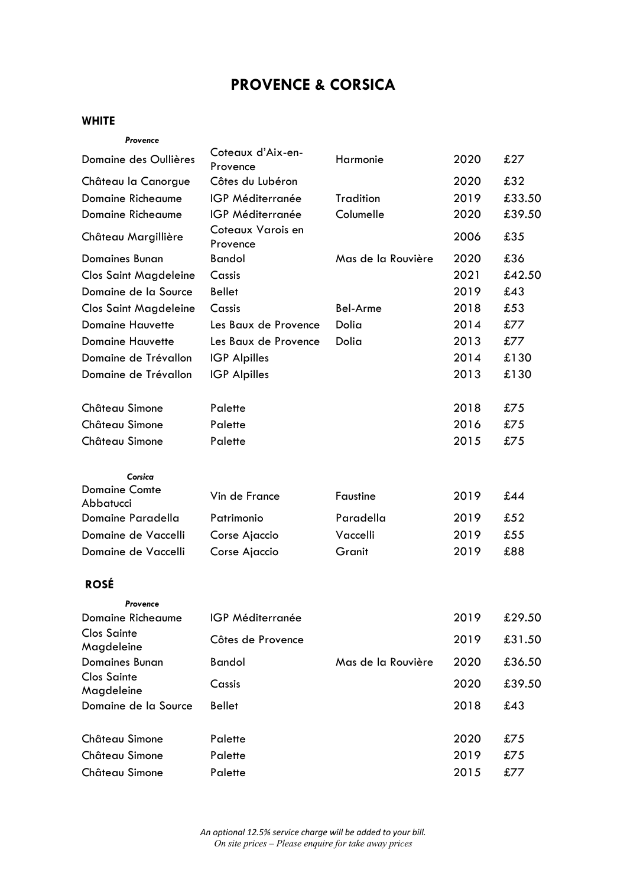# PROVENCE & CORSICA

## WHITE

*Provence*

| | | | | |
|---|---|---|---|---|
| Domaine des Oullières | Coteaux d'Aix-en-Provence | Harmonie | 2020 | £27 |
| Château la Canorgue | Côtes du Lubéron | | 2020 | £32 |
| Domaine Richeaume | IGP Méditerranée | Tradition | 2019 | £33.50 |
| Domaine Richeaume | IGP Méditerranée | Columelle | 2020 | £39.50 |
| Château Margillière | Coteaux Varois en Provence | | 2006 | £35 |
| Domaines Bunan | Bandol | Mas de la Rouvière | 2020 | £36 |
| Clos Saint Magdeleine | Cassis | | 2021 | £42.50 |
| Domaine de la Source | Bellet | | 2019 | £43 |
| Clos Saint Magdeleine | Cassis | Bel-Arme | 2018 | £53 |
| Domaine Hauvette | Les Baux de Provence | Dolia | 2014 | £77 |
| Domaine Hauvette | Les Baux de Provence | Dolia | 2013 | £77 |
| Domaine de Trévallon | IGP Alpilles | | 2014 | £130 |
| Domaine de Trévallon | IGP Alpilles | | 2013 | £130 |
| Château Simone | Palette | | 2018 | £75 |
| Château Simone | Palette | | 2016 | £75 |
| Château Simone | Palette | | 2015 | £75 |

*Corsica*

| | | | | |
|---|---|---|---|---|
| Domaine Comte Abbatucci | Vin de France | Faustine | 2019 | £44 |
| Domaine Paradella | Patrimonio | Paradella | 2019 | £52 |
| Domaine de Vaccelli | Corse Ajaccio | Vaccelli | 2019 | £55 |
| Domaine de Vaccelli | Corse Ajaccio | Granit | 2019 | £88 |

## ROSÉ

*Provence*

| | | | | |
|---|---|---|---|---|
| Domaine Richeaume | IGP Méditerranée | | 2019 | £29.50 |
| Clos Sainte Magdeleine | Côtes de Provence | | 2019 | £31.50 |
| Domaines Bunan | Bandol | Mas de la Rouvière | 2020 | £36.50 |
| Clos Sainte Magdeleine | Cassis | | 2020 | £39.50 |
| Domaine de la Source | Bellet | | 2018 | £43 |
| Château Simone | Palette | | 2020 | £75 |
| Château Simone | Palette | | 2019 | £75 |
| Château Simone | Palette | | 2015 | £77 |

*An optional 12.5% service charge will be added to your bill.*
*On site prices – Please enquire for take away prices*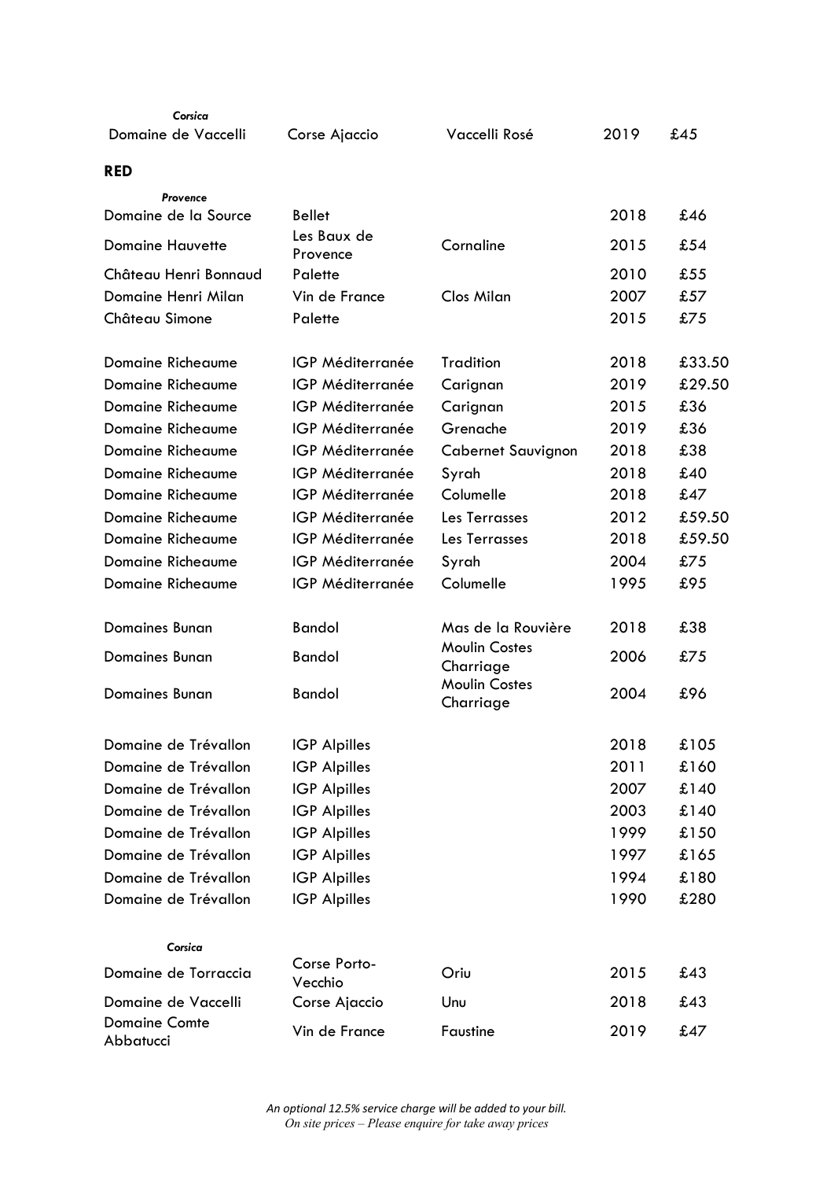*Corsica*

| Producer | Appellation | Wine | Vintage | Price |
|---|---|---|---|---|
| Domaine de Vaccelli | Corse Ajaccio | Vaccelli Rosé | 2019 | £45 |

**RED**

*Provence*

| Producer | Appellation | Wine | Vintage | Price |
|---|---|---|---|---|
| Domaine de la Source | Bellet | | 2018 | £46 |
| Domaine Hauvette | Les Baux de Provence | Cornaline | 2015 | £54 |
| Château Henri Bonnaud | Palette | | 2010 | £55 |
| Domaine Henri Milan | Vin de France | Clos Milan | 2007 | £57 |
| Château Simone | Palette | | 2015 | £75 |
| Domaine Richeaume | IGP Méditerranée | Tradition | 2018 | £33.50 |
| Domaine Richeaume | IGP Méditerranée | Carignan | 2019 | £29.50 |
| Domaine Richeaume | IGP Méditerranée | Carignan | 2015 | £36 |
| Domaine Richeaume | IGP Méditerranée | Grenache | 2019 | £36 |
| Domaine Richeaume | IGP Méditerranée | Cabernet Sauvignon | 2018 | £38 |
| Domaine Richeaume | IGP Méditerranée | Syrah | 2018 | £40 |
| Domaine Richeaume | IGP Méditerranée | Columelle | 2018 | £47 |
| Domaine Richeaume | IGP Méditerranée | Les Terrasses | 2012 | £59.50 |
| Domaine Richeaume | IGP Méditerranée | Les Terrasses | 2018 | £59.50 |
| Domaine Richeaume | IGP Méditerranée | Syrah | 2004 | £75 |
| Domaine Richeaume | IGP Méditerranée | Columelle | 1995 | £95 |
| Domaines Bunan | Bandol | Mas de la Rouvière | 2018 | £38 |
| Domaines Bunan | Bandol | Moulin Costes Charriage | 2006 | £75 |
| Domaines Bunan | Bandol | Moulin Costes Charriage | 2004 | £96 |
| Domaine de Trévallon | IGP Alpilles | | 2018 | £105 |
| Domaine de Trévallon | IGP Alpilles | | 2011 | £160 |
| Domaine de Trévallon | IGP Alpilles | | 2007 | £140 |
| Domaine de Trévallon | IGP Alpilles | | 2003 | £140 |
| Domaine de Trévallon | IGP Alpilles | | 1999 | £150 |
| Domaine de Trévallon | IGP Alpilles | | 1997 | £165 |
| Domaine de Trévallon | IGP Alpilles | | 1994 | £180 |
| Domaine de Trévallon | IGP Alpilles | | 1990 | £280 |

*Corsica*

| Producer | Appellation | Wine | Vintage | Price |
|---|---|---|---|---|
| Domaine de Torraccia | Corse Porto-Vecchio | Oriu | 2015 | £43 |
| Domaine de Vaccelli | Corse Ajaccio | Unu | 2018 | £43 |
| Domaine Comte Abbatucci | Vin de France | Faustine | 2019 | £47 |

*An optional 12.5% service charge will be added to your bill.*
*On site prices – Please enquire for take away prices*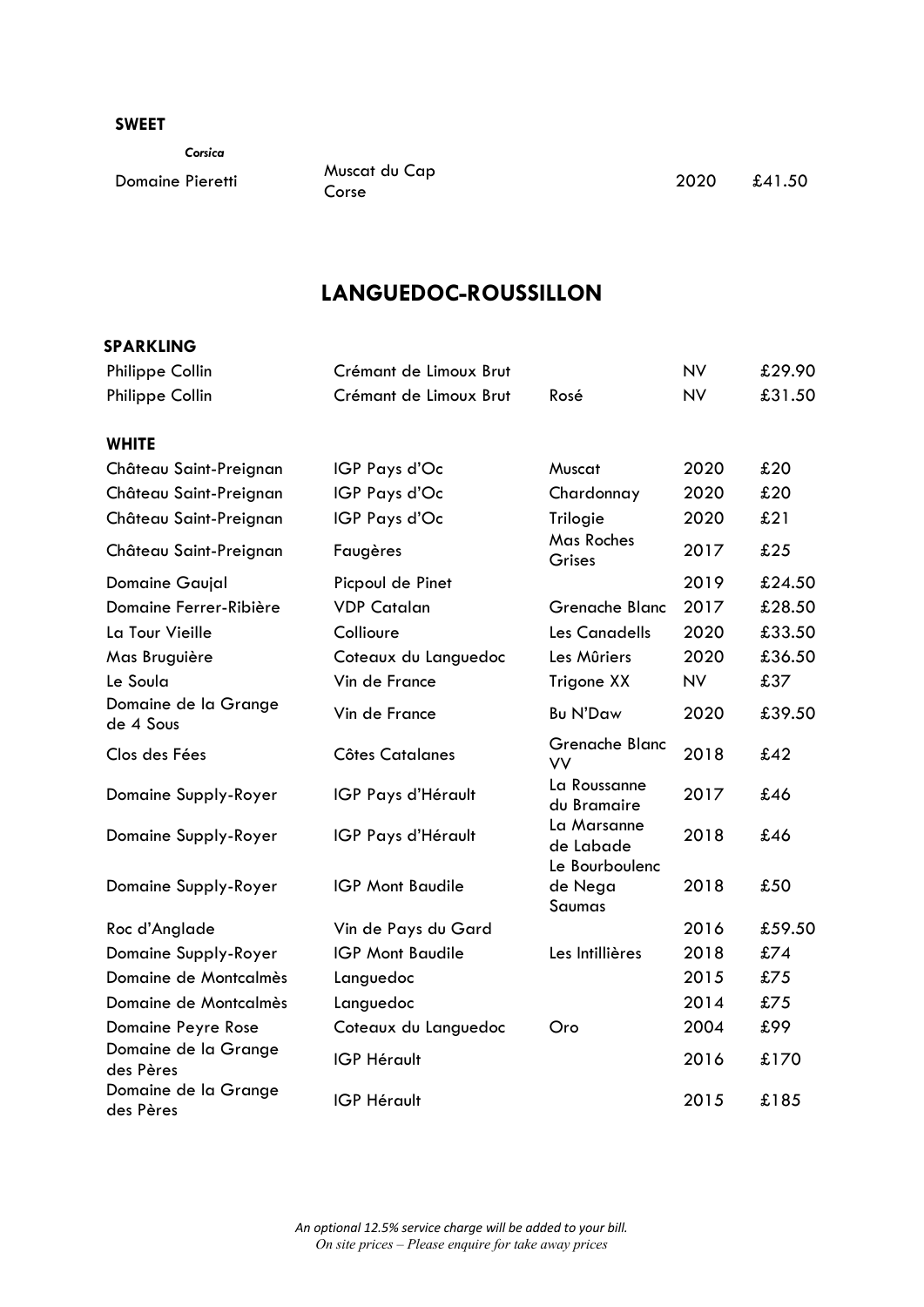**SWEET**

*Corsica*

| | | | | |
|---|---|---|---|---|
| Domaine Pieretti | Muscat du Cap Corse | | 2020 | £41.50 |

## LANGUEDOC-ROUSSILLON

**SPARKLING**

| | | | | |
|---|---|---|---|---|
| Philippe Collin | Crémant de Limoux Brut | | NV | £29.90 |
| Philippe Collin | Crémant de Limoux Brut | Rosé | NV | £31.50 |

**WHITE**

| | | | | |
|---|---|---|---|---|
| Château Saint-Preignan | IGP Pays d'Oc | Muscat | 2020 | £20 |
| Château Saint-Preignan | IGP Pays d'Oc | Chardonnay | 2020 | £20 |
| Château Saint-Preignan | IGP Pays d'Oc | Trilogie | 2020 | £21 |
| Château Saint-Preignan | Faugères | Mas Roches Grises | 2017 | £25 |
| Domaine Gaujal | Picpoul de Pinet | | 2019 | £24.50 |
| Domaine Ferrer-Ribière | VDP Catalan | Grenache Blanc | 2017 | £28.50 |
| La Tour Vieille | Collioure | Les Canadells | 2020 | £33.50 |
| Mas Bruguière | Coteaux du Languedoc | Les Mûriers | 2020 | £36.50 |
| Le Soula | Vin de France | Trigone XX | NV | £37 |
| Domaine de la Grange de 4 Sous | Vin de France | Bu N'Daw | 2020 | £39.50 |
| Clos des Fées | Côtes Catalanes | Grenache Blanc VV | 2018 | £42 |
| Domaine Supply-Royer | IGP Pays d'Hérault | La Roussanne du Bramaire | 2017 | £46 |
| Domaine Supply-Royer | IGP Pays d'Hérault | La Marsanne de Labade | 2018 | £46 |
| Domaine Supply-Royer | IGP Mont Baudile | Le Bourboulenc de Nega Saumas | 2018 | £50 |
| Roc d'Anglade | Vin de Pays du Gard | | 2016 | £59.50 |
| Domaine Supply-Royer | IGP Mont Baudile | Les Intillières | 2018 | £74 |
| Domaine de Montcalmès | Languedoc | | 2015 | £75 |
| Domaine de Montcalmès | Languedoc | | 2014 | £75 |
| Domaine Peyre Rose | Coteaux du Languedoc | Oro | 2004 | £99 |
| Domaine de la Grange des Pères | IGP Hérault | | 2016 | £170 |
| Domaine de la Grange des Pères | IGP Hérault | | 2015 | £185 |

*An optional 12.5% service charge will be added to your bill.*
*On site prices – Please enquire for take away prices*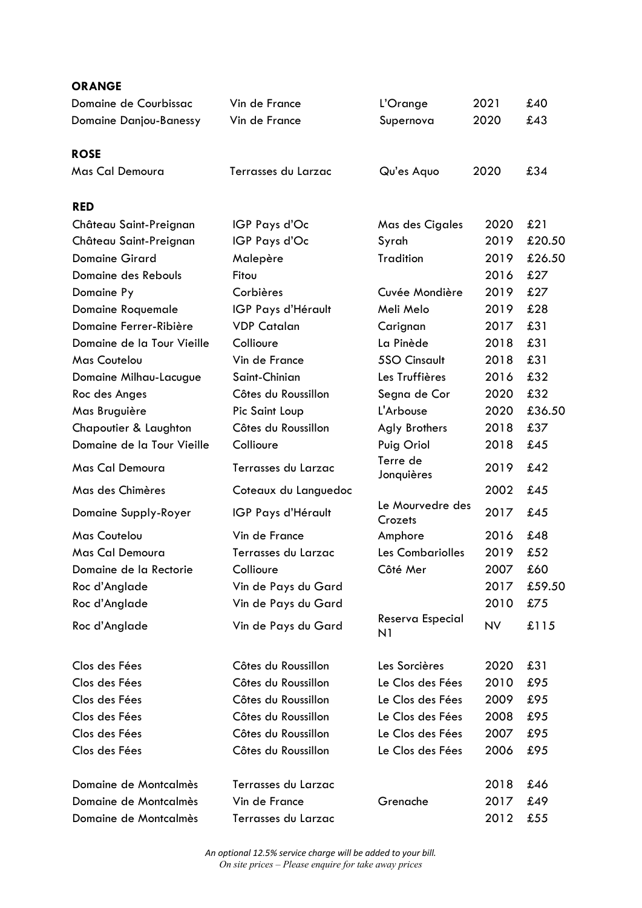**ORANGE**

| | | | | |
|---|---|---|---|---|
| Domaine de Courbissac | Vin de France | L'Orange | 2021 | £40 |
| Domaine Danjou-Banessy | Vin de France | Supernova | 2020 | £43 |

**ROSE**

| | | | | |
|---|---|---|---|---|
| Mas Cal Demoura | Terrasses du Larzac | Qu'es Aquo | 2020 | £34 |

**RED**

| | | | | |
|---|---|---|---|---|
| Château Saint-Preignan | IGP Pays d'Oc | Mas des Cigales | 2020 | £21 |
| Château Saint-Preignan | IGP Pays d'Oc | Syrah | 2019 | £20.50 |
| Domaine Girard | Malepère | Tradition | 2019 | £26.50 |
| Domaine des Rebouls | Fitou | | 2016 | £27 |
| Domaine Py | Corbières | Cuvée Mondière | 2019 | £27 |
| Domaine Roquemale | IGP Pays d'Hérault | Meli Melo | 2019 | £28 |
| Domaine Ferrer-Ribière | VDP Catalan | Carignan | 2017 | £31 |
| Domaine de la Tour Vieille | Collioure | La Pinède | 2018 | £31 |
| Mas Coutelou | Vin de France | 5SO Cinsault | 2018 | £31 |
| Domaine Milhau-Lacugue | Saint-Chinian | Les Truffières | 2016 | £32 |
| Roc des Anges | Côtes du Roussillon | Segna de Cor | 2020 | £32 |
| Mas Bruguière | Pic Saint Loup | L'Arbouse | 2020 | £36.50 |
| Chapoutier & Laughton | Côtes du Roussillon | Agly Brothers | 2018 | £37 |
| Domaine de la Tour Vieille | Collioure | Puig Oriol | 2018 | £45 |
| Mas Cal Demoura | Terrasses du Larzac | Terre de Jonquières | 2019 | £42 |
| Mas des Chimères | Coteaux du Languedoc | | 2002 | £45 |
| Domaine Supply-Royer | IGP Pays d'Hérault | Le Mourvedre des Crozets | 2017 | £45 |
| Mas Coutelou | Vin de France | Amphore | 2016 | £48 |
| Mas Cal Demoura | Terrasses du Larzac | Les Combariolles | 2019 | £52 |
| Domaine de la Rectorie | Collioure | Côté Mer | 2007 | £60 |
| Roc d'Anglade | Vin de Pays du Gard | | 2017 | £59.50 |
| Roc d'Anglade | Vin de Pays du Gard | | 2010 | £75 |
| Roc d'Anglade | Vin de Pays du Gard | Reserva Especial N1 | NV | £115 |
| | | | | |
| Clos des Fées | Côtes du Roussillon | Les Sorcières | 2020 | £31 |
| Clos des Fées | Côtes du Roussillon | Le Clos des Fées | 2010 | £95 |
| Clos des Fées | Côtes du Roussillon | Le Clos des Fées | 2009 | £95 |
| Clos des Fées | Côtes du Roussillon | Le Clos des Fées | 2008 | £95 |
| Clos des Fées | Côtes du Roussillon | Le Clos des Fées | 2007 | £95 |
| Clos des Fées | Côtes du Roussillon | Le Clos des Fées | 2006 | £95 |
| | | | | |
| Domaine de Montcalmès | Terrasses du Larzac | | 2018 | £46 |
| Domaine de Montcalmès | Vin de France | Grenache | 2017 | £49 |
| Domaine de Montcalmès | Terrasses du Larzac | | 2012 | £55 |

*An optional 12.5% service charge will be added to your bill.*
*On site prices – Please enquire for take away prices*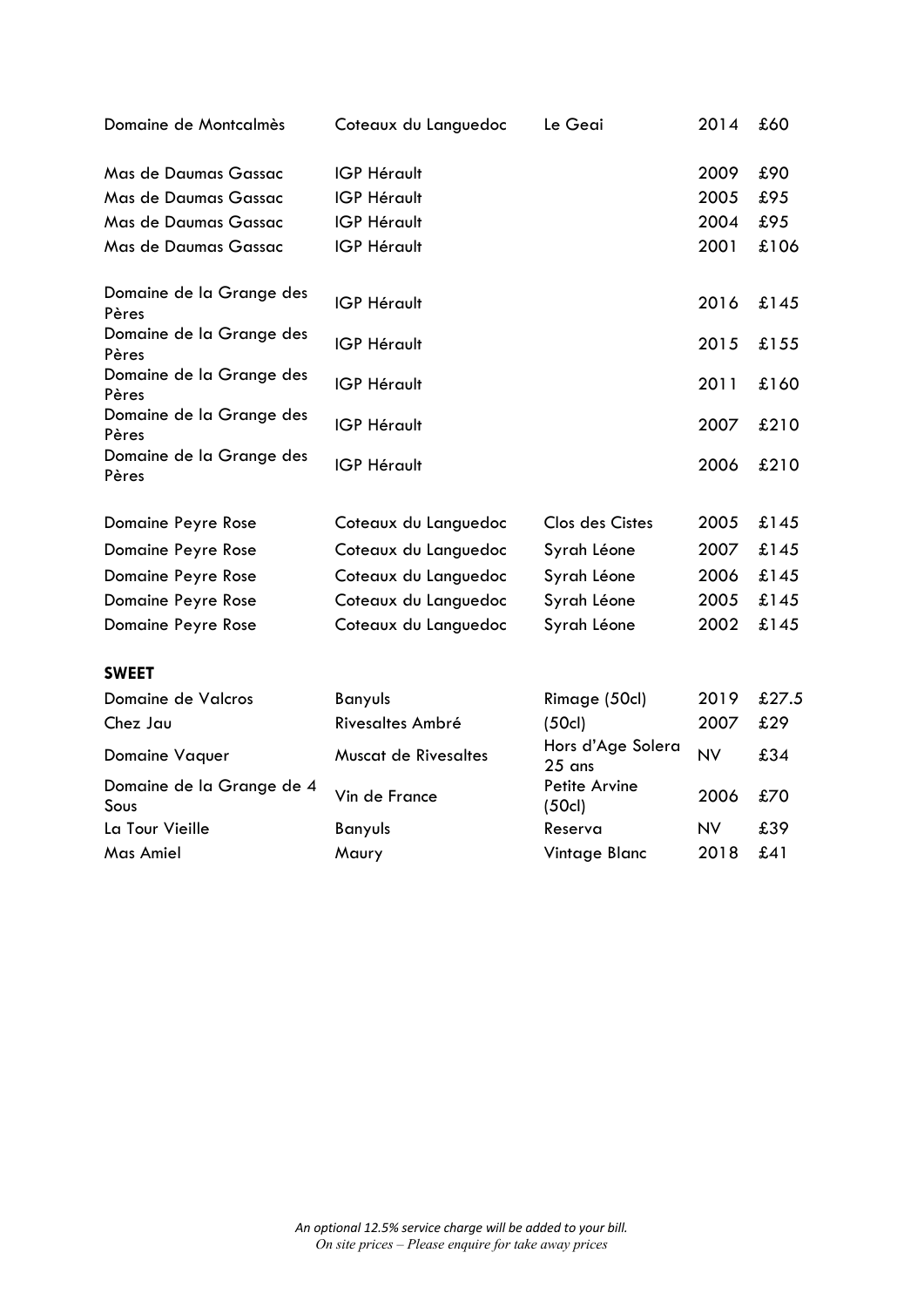| | | | | |
|---|---|---|---|---|
| Domaine de Montcalmès | Coteaux du Languedoc | Le Geai | 2014 | £60 |
| Mas de Daumas Gassac | IGP Hérault | | 2009 | £90 |
| Mas de Daumas Gassac | IGP Hérault | | 2005 | £95 |
| Mas de Daumas Gassac | IGP Hérault | | 2004 | £95 |
| Mas de Daumas Gassac | IGP Hérault | | 2001 | £106 |
| Domaine de la Grange des Pères | IGP Hérault | | 2016 | £145 |
| Domaine de la Grange des Pères | IGP Hérault | | 2015 | £155 |
| Domaine de la Grange des Pères | IGP Hérault | | 2011 | £160 |
| Domaine de la Grange des Pères | IGP Hérault | | 2007 | £210 |
| Domaine de la Grange des Pères | IGP Hérault | | 2006 | £210 |
| Domaine Peyre Rose | Coteaux du Languedoc | Clos des Cistes | 2005 | £145 |
| Domaine Peyre Rose | Coteaux du Languedoc | Syrah Léone | 2007 | £145 |
| Domaine Peyre Rose | Coteaux du Languedoc | Syrah Léone | 2006 | £145 |
| Domaine Peyre Rose | Coteaux du Languedoc | Syrah Léone | 2005 | £145 |
| Domaine Peyre Rose | Coteaux du Languedoc | Syrah Léone | 2002 | £145 |

**SWEET**

| | | | | |
|---|---|---|---|---|
| Domaine de Valcros | Banyuls | Rimage (50cl) | 2019 | £27.5 |
| Chez Jau | Rivesaltes Ambré | (50cl) | 2007 | £29 |
| Domaine Vaquer | Muscat de Rivesaltes | Hors d'Age Solera 25 ans | NV | £34 |
| Domaine de la Grange de 4 Sous | Vin de France | Petite Arvine (50cl) | 2006 | £70 |
| La Tour Vieille | Banyuls | Reserva | NV | £39 |
| Mas Amiel | Maury | Vintage Blanc | 2018 | £41 |

*An optional 12.5% service charge will be added to your bill.*
*On site prices – Please enquire for take away prices*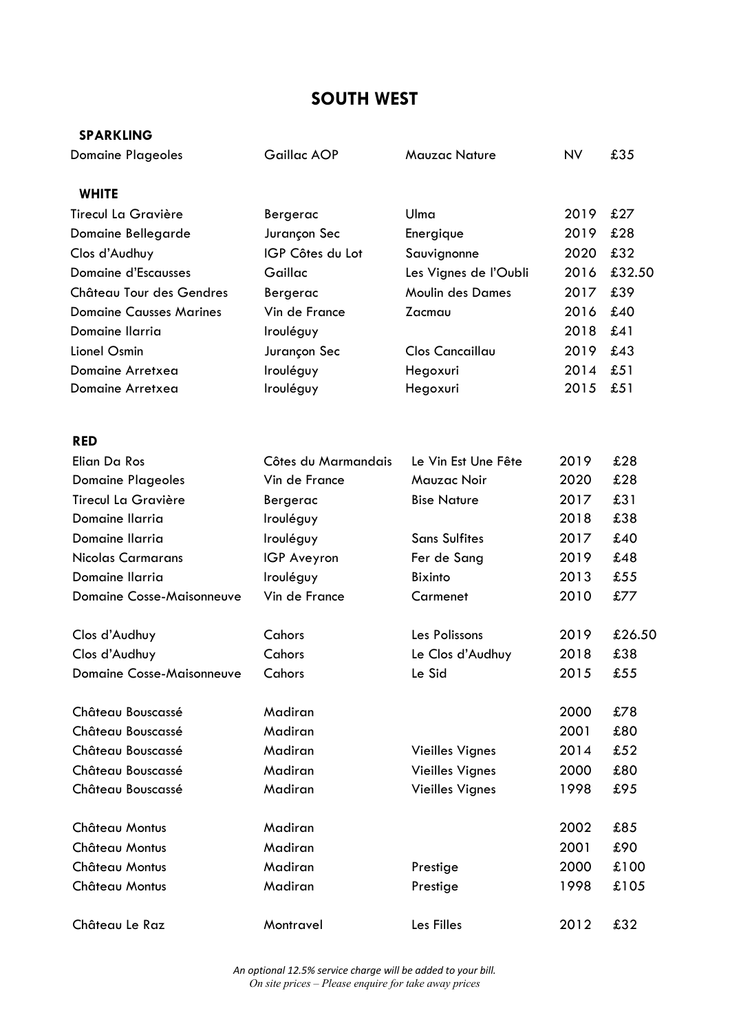## SOUTH WEST

### SPARKLING

| | | | | |
|---|---|---|---|---|
| Domaine Plageoles | Gaillac AOP | Mauzac Nature | NV | £35 |

### WHITE

| | | | | |
|---|---|---|---|---|
| Tirecul La Gravière | Bergerac | Ulma | 2019 | £27 |
| Domaine Bellegarde | Jurançon Sec | Energique | 2019 | £28 |
| Clos d'Audhuy | IGP Côtes du Lot | Sauvignonne | 2020 | £32 |
| Domaine d'Escausses | Gaillac | Les Vignes de l'Oubli | 2016 | £32.50 |
| Château Tour des Gendres | Bergerac | Moulin des Dames | 2017 | £39 |
| Domaine Causses Marines | Vin de France | Zacmau | 2016 | £40 |
| Domaine Ilarria | Irouléguy | | 2018 | £41 |
| Lionel Osmin | Jurançon Sec | Clos Cancaillau | 2019 | £43 |
| Domaine Arretxea | Irouléguy | Hegoxuri | 2014 | £51 |
| Domaine Arretxea | Irouléguy | Hegoxuri | 2015 | £51 |

### RED

| | | | | |
|---|---|---|---|---|
| Elian Da Ros | Côtes du Marmandais | Le Vin Est Une Fête | 2019 | £28 |
| Domaine Plageoles | Vin de France | Mauzac Noir | 2020 | £28 |
| Tirecul La Gravière | Bergerac | Bise Nature | 2017 | £31 |
| Domaine Ilarria | Irouléguy | | 2018 | £38 |
| Domaine Ilarria | Irouléguy | Sans Sulfites | 2017 | £40 |
| Nicolas Carmarans | IGP Aveyron | Fer de Sang | 2019 | £48 |
| Domaine Ilarria | Irouléguy | Bixinto | 2013 | £55 |
| Domaine Cosse-Maisonneuve | Vin de France | Carmenet | 2010 | £77 |
| | | | | |
| Clos d'Audhuy | Cahors | Les Polissons | 2019 | £26.50 |
| Clos d'Audhuy | Cahors | Le Clos d'Audhuy | 2018 | £38 |
| Domaine Cosse-Maisonneuve | Cahors | Le Sid | 2015 | £55 |
| | | | | |
| Château Bouscassé | Madiran | | 2000 | £78 |
| Château Bouscassé | Madiran | | 2001 | £80 |
| Château Bouscassé | Madiran | Vieilles Vignes | 2014 | £52 |
| Château Bouscassé | Madiran | Vieilles Vignes | 2000 | £80 |
| Château Bouscassé | Madiran | Vieilles Vignes | 1998 | £95 |
| | | | | |
| Château Montus | Madiran | | 2002 | £85 |
| Château Montus | Madiran | | 2001 | £90 |
| Château Montus | Madiran | Prestige | 2000 | £100 |
| Château Montus | Madiran | Prestige | 1998 | £105 |
| | | | | |
| Château Le Raz | Montravel | Les Filles | 2012 | £32 |

*An optional 12.5% service charge will be added to your bill.*
*On site prices – Please enquire for take away prices*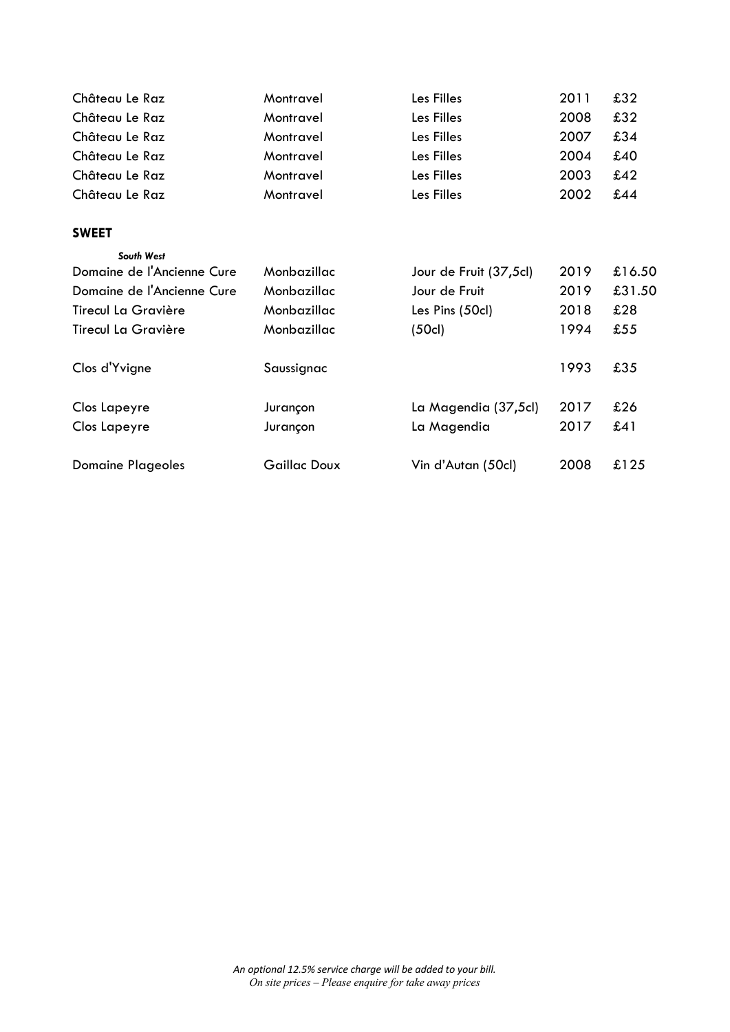| | | | | |
|---|---|---|---|---|
| Château Le Raz | Montravel | Les Filles | 2011 | £32 |
| Château Le Raz | Montravel | Les Filles | 2008 | £32 |
| Château Le Raz | Montravel | Les Filles | 2007 | £34 |
| Château Le Raz | Montravel | Les Filles | 2004 | £40 |
| Château Le Raz | Montravel | Les Filles | 2003 | £42 |
| Château Le Raz | Montravel | Les Filles | 2002 | £44 |

## SWEET

***South West***

| | | | | |
|---|---|---|---|---|
| Domaine de l'Ancienne Cure | Monbazillac | Jour de Fruit (37,5cl) | 2019 | £16.50 |
| Domaine de l'Ancienne Cure | Monbazillac | Jour de Fruit | 2019 | £31.50 |
| Tirecul La Gravière | Monbazillac | Les Pins (50cl) | 2018 | £28 |
| Tirecul La Gravière | Monbazillac | (50cl) | 1994 | £55 |
| Clos d'Yvigne | Saussignac | | 1993 | £35 |
| Clos Lapeyre | Jurançon | La Magendia (37,5cl) | 2017 | £26 |
| Clos Lapeyre | Jurançon | La Magendia | 2017 | £41 |
| Domaine Plageoles | Gaillac Doux | Vin d'Autan (50cl) | 2008 | £125 |

*An optional 12.5% service charge will be added to your bill.*
*On site prices – Please enquire for take away prices*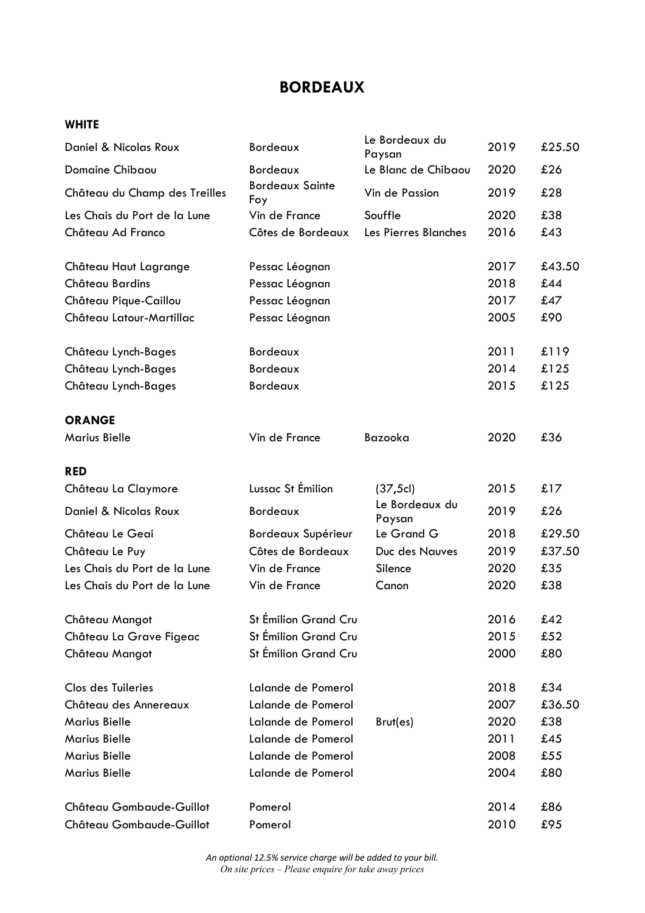# BORDEAUX

### WHITE

| | | | | |
|---|---|---|---|---|
| Daniel & Nicolas Roux | Bordeaux | Le Bordeaux du Paysan | 2019 | £25.50 |
| Domaine Chibaou | Bordeaux | Le Blanc de Chibaou | 2020 | £26 |
| Château du Champ des Treilles | Bordeaux Sainte Foy | Vin de Passion | 2019 | £28 |
| Les Chais du Port de la Lune | Vin de France | Souffle | 2020 | £38 |
| Château Ad Franco | Côtes de Bordeaux | Les Pierres Blanches | 2016 | £43 |
| Château Haut Lagrange | Pessac Léognan | | 2017 | £43.50 |
| Château Bardins | Pessac Léognan | | 2018 | £44 |
| Château Pique-Caillou | Pessac Léognan | | 2017 | £47 |
| Château Latour-Martillac | Pessac Léognan | | 2005 | £90 |
| Château Lynch-Bages | Bordeaux | | 2011 | £119 |
| Château Lynch-Bages | Bordeaux | | 2014 | £125 |
| Château Lynch-Bages | Bordeaux | | 2015 | £125 |

### ORANGE

| | | | | |
|---|---|---|---|---|
| Marius Bielle | Vin de France | Bazooka | 2020 | £36 |

### RED

| | | | | |
|---|---|---|---|---|
| Château La Claymore | Lussac St Émilion | (37,5cl) | 2015 | £17 |
| Daniel & Nicolas Roux | Bordeaux | Le Bordeaux du Paysan | 2019 | £26 |
| Château Le Geai | Bordeaux Supérieur | Le Grand G | 2018 | £29.50 |
| Château Le Puy | Côtes de Bordeaux | Duc des Nauves | 2019 | £37.50 |
| Les Chais du Port de la Lune | Vin de France | Silence | 2020 | £35 |
| Les Chais du Port de la Lune | Vin de France | Canon | 2020 | £38 |
| Château Mangot | St Émilion Grand Cru | | 2016 | £42 |
| Château La Grave Figeac | St Émilion Grand Cru | | 2015 | £52 |
| Château Mangot | St Émilion Grand Cru | | 2000 | £80 |
| Clos des Tuileries | Lalande de Pomerol | | 2018 | £34 |
| Château des Annereaux | Lalande de Pomerol | | 2007 | £36.50 |
| Marius Bielle | Lalande de Pomerol | Brut(es) | 2020 | £38 |
| Marius Bielle | Lalande de Pomerol | | 2011 | £45 |
| Marius Bielle | Lalande de Pomerol | | 2008 | £55 |
| Marius Bielle | Lalande de Pomerol | | 2004 | £80 |
| Château Gombaude-Guillot | Pomerol | | 2014 | £86 |
| Château Gombaude-Guillot | Pomerol | | 2010 | £95 |

*An optional 12.5% service charge will be added to your bill.*
*On site prices – Please enquire for take away prices*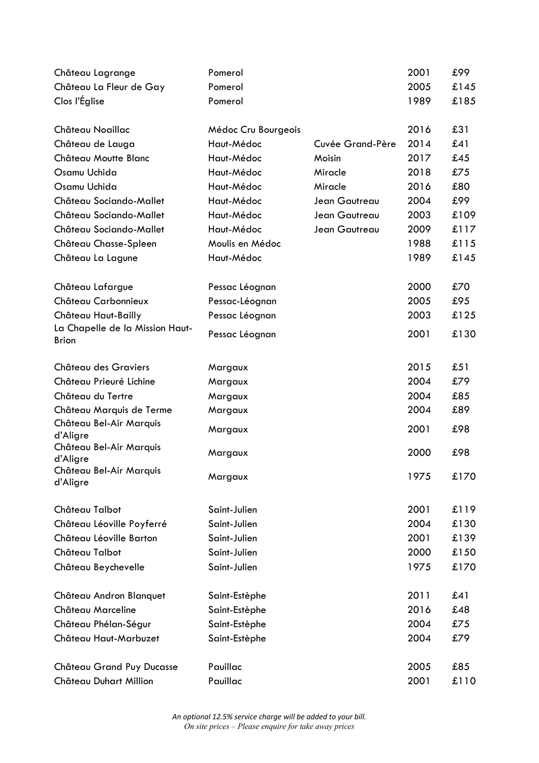| | | | | |
|---|---|---|---|---|
| Château Lagrange | Pomerol | | 2001 | £99 |
| Château La Fleur de Gay | Pomerol | | 2005 | £145 |
| Clos l'Église | Pomerol | | 1989 | £185 |
| | | | | |
| Château Noaillac | Médoc Cru Bourgeois | | 2016 | £31 |
| Château de Lauga | Haut-Médoc | Cuvée Grand-Père | 2014 | £41 |
| Château Moutte Blanc | Haut-Médoc | Moisin | 2017 | £45 |
| Osamu Uchida | Haut-Médoc | Miracle | 2018 | £75 |
| Osamu Uchida | Haut-Médoc | Miracle | 2016 | £80 |
| Château Sociando-Mallet | Haut-Médoc | Jean Gautreau | 2004 | £99 |
| Château Sociando-Mallet | Haut-Médoc | Jean Gautreau | 2003 | £109 |
| Château Sociando-Mallet | Haut-Médoc | Jean Gautreau | 2009 | £117 |
| Château Chasse-Spleen | Moulis en Médoc | | 1988 | £115 |
| Château La Lagune | Haut-Médoc | | 1989 | £145 |
| | | | | |
| Château Lafargue | Pessac Léognan | | 2000 | £70 |
| Château Carbonnieux | Pessac-Léognan | | 2005 | £95 |
| Château Haut-Bailly | Pessac Léognan | | 2003 | £125 |
| La Chapelle de la Mission Haut-Brion | Pessac Léognan | | 2001 | £130 |
| | | | | |
| Château des Graviers | Margaux | | 2015 | £51 |
| Château Prieuré Lichine | Margaux | | 2004 | £79 |
| Château du Tertre | Margaux | | 2004 | £85 |
| Château Marquis de Terme | Margaux | | 2004 | £89 |
| Château Bel-Air Marquis d'Aligre | Margaux | | 2001 | £98 |
| Château Bel-Air Marquis d'Aligre | Margaux | | 2000 | £98 |
| Château Bel-Air Marquis d'Aligre | Margaux | | 1975 | £170 |
| | | | | |
| Château Talbot | Saint-Julien | | 2001 | £119 |
| Château Léoville Poyferré | Saint-Julien | | 2004 | £130 |
| Château Léoville Barton | Saint-Julien | | 2001 | £139 |
| Château Talbot | Saint-Julien | | 2000 | £150 |
| Château Beychevelle | Saint-Julien | | 1975 | £170 |
| | | | | |
| Château Andron Blanquet | Saint-Estèphe | | 2011 | £41 |
| Château Marceline | Saint-Estèphe | | 2016 | £48 |
| Château Phélan-Ségur | Saint-Estèphe | | 2004 | £75 |
| Château Haut-Marbuzet | Saint-Estèphe | | 2004 | £79 |
| | | | | |
| Château Grand Puy Ducasse | Pauillac | | 2005 | £85 |
| Château Duhart Million | Pauillac | | 2001 | £110 |

*An optional 12.5% service charge will be added to your bill.*
*On site prices – Please enquire for take away prices*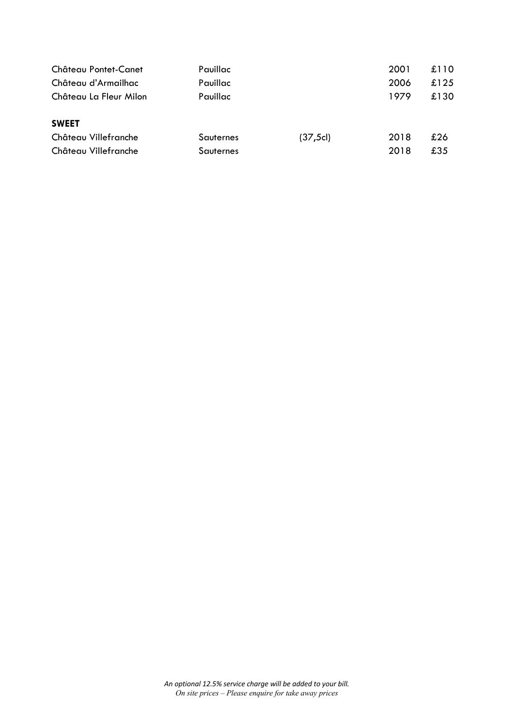| | | | | |
|---|---|---|---|---|
| Château Pontet-Canet | Pauillac | | 2001 | £110 |
| Château d'Armailhac | Pauillac | | 2006 | £125 |
| Château La Fleur Milon | Pauillac | | 1979 | £130 |

**SWEET**

| | | | | |
|---|---|---|---|---|
| Château Villefranche | Sauternes | (37,5cl) | 2018 | £26 |
| Château Villefranche | Sauternes | | 2018 | £35 |

*An optional 12.5% service charge will be added to your bill.*
*On site prices – Please enquire for take away prices*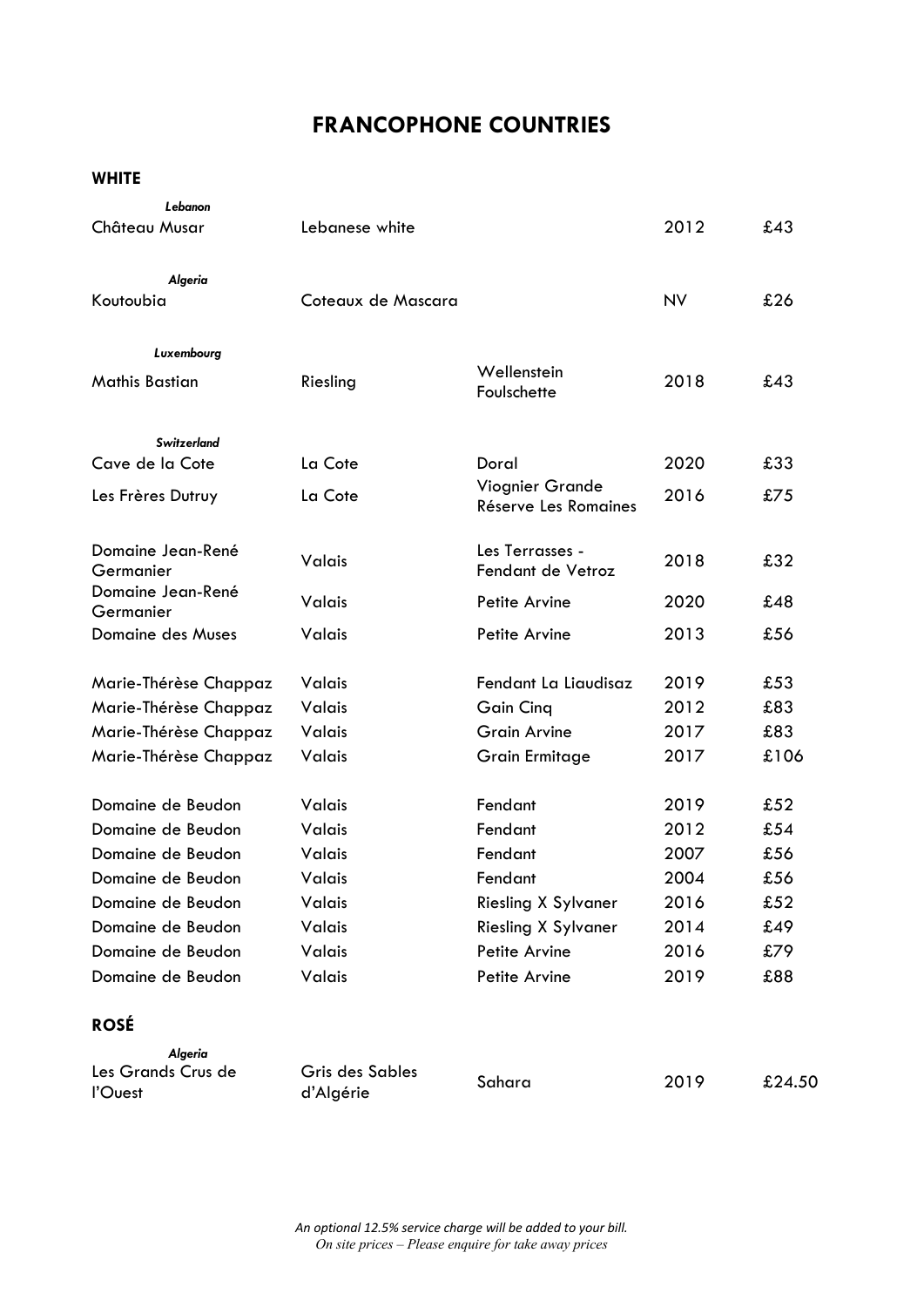# FRANCOPHONE COUNTRIES

## WHITE

| | | | | |
|---|---|---|---|---|
| ***Lebanon*** | | | | |
| Château Musar | Lebanese white | | 2012 | £43 |
| ***Algeria*** | | | | |
| Koutoubia | Coteaux de Mascara | | NV | £26 |
| ***Luxembourg*** | | | | |
| Mathis Bastian | Riesling | Wellenstein Foulschette | 2018 | £43 |
| ***Switzerland*** | | | | |
| Cave de la Cote | La Cote | Doral | 2020 | £33 |
| Les Frères Dutruy | La Cote | Viognier Grande Réserve Les Romaines | 2016 | £75 |
| Domaine Jean-René Germanier | Valais | Les Terrasses - Fendant de Vetroz | 2018 | £32 |
| Domaine Jean-René Germanier | Valais | Petite Arvine | 2020 | £48 |
| Domaine des Muses | Valais | Petite Arvine | 2013 | £56 |
| Marie-Thérèse Chappaz | Valais | Fendant La Liaudisaz | 2019 | £53 |
| Marie-Thérèse Chappaz | Valais | Gain Cinq | 2012 | £83 |
| Marie-Thérèse Chappaz | Valais | Grain Arvine | 2017 | £83 |
| Marie-Thérèse Chappaz | Valais | Grain Ermitage | 2017 | £106 |
| Domaine de Beudon | Valais | Fendant | 2019 | £52 |
| Domaine de Beudon | Valais | Fendant | 2012 | £54 |
| Domaine de Beudon | Valais | Fendant | 2007 | £56 |
| Domaine de Beudon | Valais | Fendant | 2004 | £56 |
| Domaine de Beudon | Valais | Riesling X Sylvaner | 2016 | £52 |
| Domaine de Beudon | Valais | Riesling X Sylvaner | 2014 | £49 |
| Domaine de Beudon | Valais | Petite Arvine | 2016 | £79 |
| Domaine de Beudon | Valais | Petite Arvine | 2019 | £88 |

## ROSÉ

| | | | | |
|---|---|---|---|---|
| ***Algeria*** | | | | |
| Les Grands Crus de l'Ouest | Gris des Sables d'Algérie | Sahara | 2019 | £24.50 |

*An optional 12.5% service charge will be added to your bill.*
*On site prices – Please enquire for take away prices*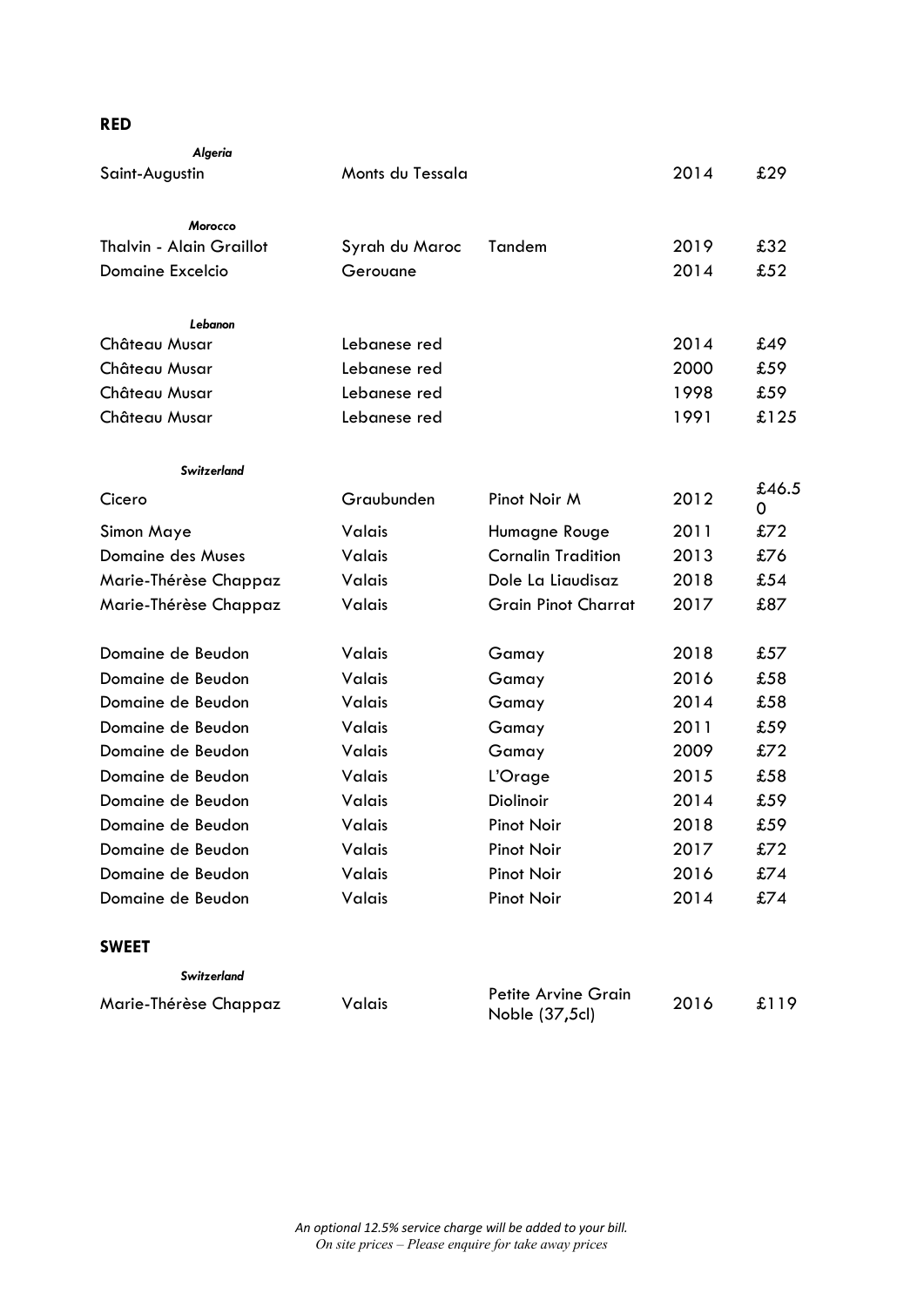## RED

| | | | | |
|---|---|---|---|---|
| ***Algeria*** | | | | |
| Saint-Augustin | Monts du Tessala | | 2014 | £29 |
| ***Morocco*** | | | | |
| Thalvin - Alain Graillot | Syrah du Maroc | Tandem | 2019 | £32 |
| Domaine Excelcio | Gerouane | | 2014 | £52 |
| ***Lebanon*** | | | | |
| Château Musar | Lebanese red | | 2014 | £49 |
| Château Musar | Lebanese red | | 2000 | £59 |
| Château Musar | Lebanese red | | 1998 | £59 |
| Château Musar | Lebanese red | | 1991 | £125 |
| ***Switzerland*** | | | | |
| Cicero | Graubunden | Pinot Noir M | 2012 | £46.50 |
| Simon Maye | Valais | Humagne Rouge | 2011 | £72 |
| Domaine des Muses | Valais | Cornalin Tradition | 2013 | £76 |
| Marie-Thérèse Chappaz | Valais | Dole La Liaudisaz | 2018 | £54 |
| Marie-Thérèse Chappaz | Valais | Grain Pinot Charrat | 2017 | £87 |
| Domaine de Beudon | Valais | Gamay | 2018 | £57 |
| Domaine de Beudon | Valais | Gamay | 2016 | £58 |
| Domaine de Beudon | Valais | Gamay | 2014 | £58 |
| Domaine de Beudon | Valais | Gamay | 2011 | £59 |
| Domaine de Beudon | Valais | Gamay | 2009 | £72 |
| Domaine de Beudon | Valais | L'Orage | 2015 | £58 |
| Domaine de Beudon | Valais | Diolinoir | 2014 | £59 |
| Domaine de Beudon | Valais | Pinot Noir | 2018 | £59 |
| Domaine de Beudon | Valais | Pinot Noir | 2017 | £72 |
| Domaine de Beudon | Valais | Pinot Noir | 2016 | £74 |
| Domaine de Beudon | Valais | Pinot Noir | 2014 | £74 |

## SWEET

| | | | | |
|---|---|---|---|---|
| ***Switzerland*** | | | | |
| Marie-Thérèse Chappaz | Valais | Petite Arvine Grain Noble (37,5cl) | 2016 | £119 |

*An optional 12.5% service charge will be added to your bill.*
*On site prices – Please enquire for take away prices*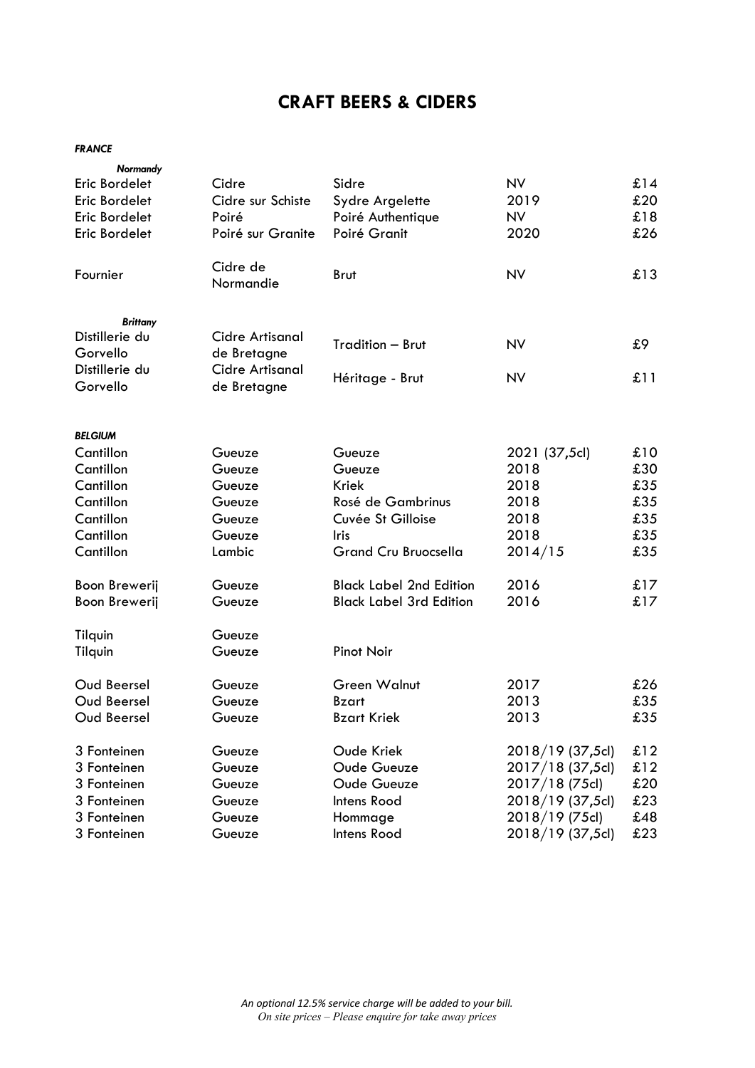# CRAFT BEERS & CIDERS

***FRANCE***

|  |  |  |  |  |
|---|---|---|---|---|
| ***Normandy*** |  |  |  |  |
| Eric Bordelet | Cidre | Sidre | NV | £14 |
| Eric Bordelet | Cidre sur Schiste | Sydre Argelette | 2019 | £20 |
| Eric Bordelet | Poiré | Poiré Authentique | NV | £18 |
| Eric Bordelet | Poiré sur Granite | Poiré Granit | 2020 | £26 |
| Fournier | Cidre de Normandie | Brut | NV | £13 |
| ***Brittany*** |  |  |  |  |
| Distillerie du Gorvello | Cidre Artisanal de Bretagne | Tradition – Brut | NV | £9 |
| Distillerie du Gorvello | Cidre Artisanal de Bretagne | Héritage - Brut | NV | £11 |

***BELGIUM***

|  |  |  |  |  |
|---|---|---|---|---|
| Cantillon | Gueuze | Gueuze | 2021 (37,5cl) | £10 |
| Cantillon | Gueuze | Gueuze | 2018 | £30 |
| Cantillon | Gueuze | Kriek | 2018 | £35 |
| Cantillon | Gueuze | Rosé de Gambrinus | 2018 | £35 |
| Cantillon | Gueuze | Cuvée St Gilloise | 2018 | £35 |
| Cantillon | Gueuze | Iris | 2018 | £35 |
| Cantillon | Lambic | Grand Cru Bruocsella | 2014/15 | £35 |
| Boon Brewerij | Gueuze | Black Label 2nd Edition | 2016 | £17 |
| Boon Brewerij | Gueuze | Black Label 3rd Edition | 2016 | £17 |
| Tilquin | Gueuze |  |  |  |
| Tilquin | Gueuze | Pinot Noir |  |  |
| Oud Beersel | Gueuze | Green Walnut | 2017 | £26 |
| Oud Beersel | Gueuze | Bzart | 2013 | £35 |
| Oud Beersel | Gueuze | Bzart Kriek | 2013 | £35 |
| 3 Fonteinen | Gueuze | Oude Kriek | 2018/19 (37,5cl) | £12 |
| 3 Fonteinen | Gueuze | Oude Gueuze | 2017/18 (37,5cl) | £12 |
| 3 Fonteinen | Gueuze | Oude Gueuze | 2017/18 (75cl) | £20 |
| 3 Fonteinen | Gueuze | Intens Rood | 2018/19 (37,5cl) | £23 |
| 3 Fonteinen | Gueuze | Hommage | 2018/19 (75cl) | £48 |
| 3 Fonteinen | Gueuze | Intens Rood | 2018/19 (37,5cl) | £23 |

*An optional 12.5% service charge will be added to your bill.*
*On site prices – Please enquire for take away prices*